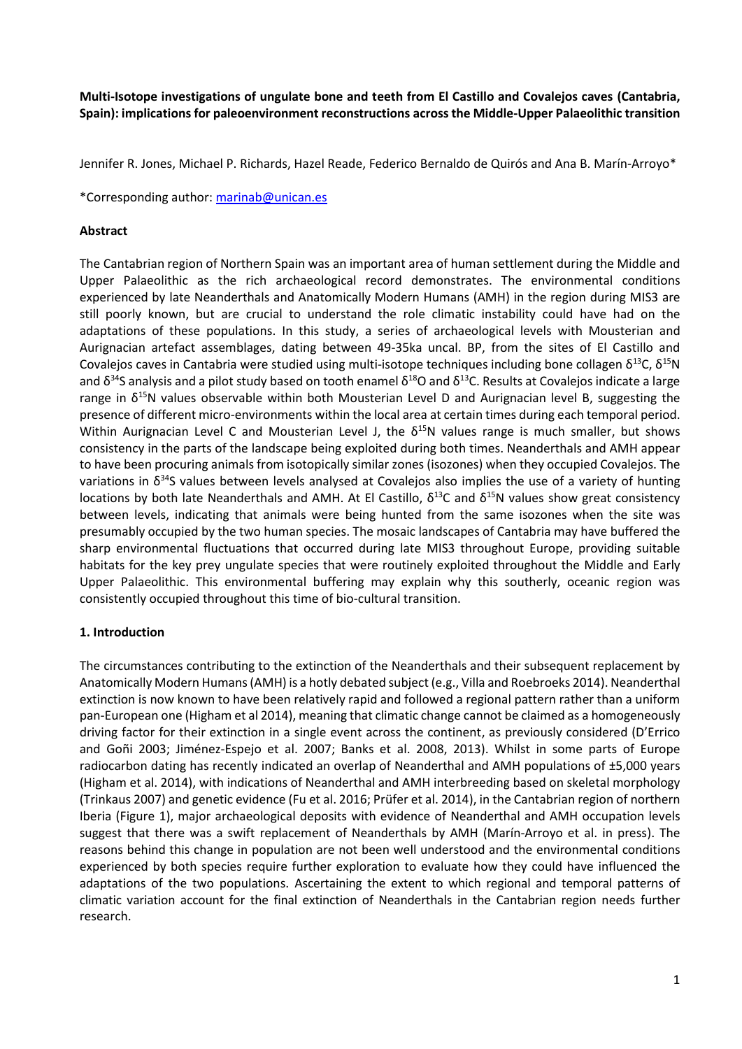**Multi-Isotope investigations of ungulate bone and teeth from El Castillo and Covalejos caves (Cantabria, Spain): implications for paleoenvironment reconstructions across the Middle-Upper Palaeolithic transition**

Jennifer R. Jones, Michael P. Richards, Hazel Reade, Federico Bernaldo de Quirós and Ana B. Marín-Arroyo*

*Corresponding author: marinab@unican.es

**Abstract**

The Cantabrian region of Northern Spain was an important area of human settlement during the Middle and Upper Palaeolithic as the rich archaeological record demonstrates. The environmental conditions experienced by late Neanderthals and Anatomically Modern Humans (AMH) in the region during MIS3 are still poorly known, but are crucial to understand the role climatic instability could have had on the adaptations of these populations. In this study, a series of archaeological levels with Mousterian and Aurignacian artefact assemblages, dating between 49-35ka uncal. BP, from the sites of El Castillo and Covalejos caves in Cantabria were studied using multi-isotope techniques including bone collagen $\delta^{13}C$, $\delta^{15}N$ and $\delta^{34}S$ analysis and a pilot study based on tooth enamel $\delta^{18}O$ and $\delta^{13}C$. Results at Covalejos indicate a large range in $\delta^{15}N$ values observable within both Mousterian Level D and Aurignacian level B, suggesting the presence of different micro-environments within the local area at certain times during each temporal period. Within Aurignacian Level C and Mousterian Level J, the $\delta^{15}N$ values range is much smaller, but shows consistency in the parts of the landscape being exploited during both times. Neanderthals and AMH appear to have been procuring animals from isotopically similar zones (isozones) when they occupied Covalejos. The variations in $\delta^{34}S$ values between levels analysed at Covalejos also implies the use of a variety of hunting locations by both late Neanderthals and AMH. At El Castillo, $\delta^{13}C$ and $\delta^{15}N$ values show great consistency between levels, indicating that animals were being hunted from the same isozones when the site was presumably occupied by the two human species. The mosaic landscapes of Cantabria may have buffered the sharp environmental fluctuations that occurred during late MIS3 throughout Europe, providing suitable habitats for the key prey ungulate species that were routinely exploited throughout the Middle and Early Upper Palaeolithic. This environmental buffering may explain why this southerly, oceanic region was consistently occupied throughout this time of bio-cultural transition.

## 1. Introduction

The circumstances contributing to the extinction of the Neanderthals and their subsequent replacement by Anatomically Modern Humans (AMH) is a hotly debated subject (e.g., Villa and Roebroeks 2014). Neanderthal extinction is now known to have been relatively rapid and followed a regional pattern rather than a uniform pan-European one (Higham et al 2014), meaning that climatic change cannot be claimed as a homogeneously driving factor for their extinction in a single event across the continent, as previously considered (D'Errico and Goñi 2003; Jiménez-Espejo et al. 2007; Banks et al. 2008, 2013). Whilst in some parts of Europe radiocarbon dating has recently indicated an overlap of Neanderthal and AMH populations of ±5,000 years (Higham et al. 2014), with indications of Neanderthal and AMH interbreeding based on skeletal morphology (Trinkaus 2007) and genetic evidence (Fu et al. 2016; Prüfer et al. 2014), in the Cantabrian region of northern Iberia (Figure 1), major archaeological deposits with evidence of Neanderthal and AMH occupation levels suggest that there was a swift replacement of Neanderthals by AMH (Marín-Arroyo et al. in press). The reasons behind this change in population are not been well understood and the environmental conditions experienced by both species require further exploration to evaluate how they could have influenced the adaptations of the two populations. Ascertaining the extent to which regional and temporal patterns of climatic variation account for the final extinction of Neanderthals in the Cantabrian region needs further research.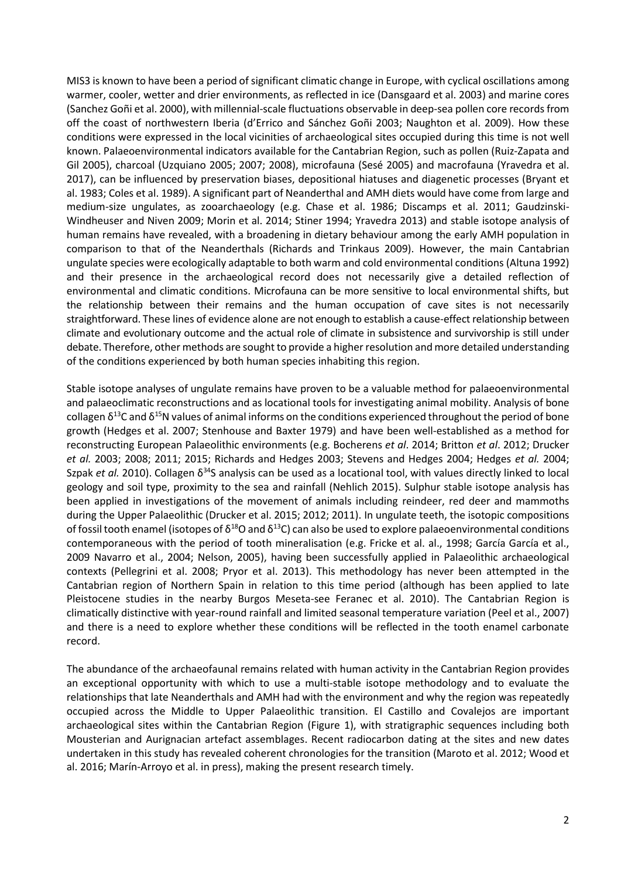MIS3 is known to have been a period of significant climatic change in Europe, with cyclical oscillations among warmer, cooler, wetter and drier environments, as reflected in ice (Dansgaard et al. 2003) and marine cores (Sanchez Goñi et al. 2000), with millennial-scale fluctuations observable in deep-sea pollen core records from off the coast of northwestern Iberia (d'Errico and Sánchez Goñi 2003; Naughton et al. 2009). How these conditions were expressed in the local vicinities of archaeological sites occupied during this time is not well known. Palaeoenvironmental indicators available for the Cantabrian Region, such as pollen (Ruiz-Zapata and Gil 2005), charcoal (Uzquiano 2005; 2007; 2008), microfauna (Sesé 2005) and macrofauna (Yravedra et al. 2017), can be influenced by preservation biases, depositional hiatuses and diagenetic processes (Bryant et al. 1983; Coles et al. 1989). A significant part of Neanderthal and AMH diets would have come from large and medium-size ungulates, as zooarchaeology (e.g. Chase et al. 1986; Discamps et al. 2011; Gaudzinski-Windheuser and Niven 2009; Morin et al. 2014; Stiner 1994; Yravedra 2013) and stable isotope analysis of human remains have revealed, with a broadening in dietary behaviour among the early AMH population in comparison to that of the Neanderthals (Richards and Trinkaus 2009). However, the main Cantabrian ungulate species were ecologically adaptable to both warm and cold environmental conditions (Altuna 1992) and their presence in the archaeological record does not necessarily give a detailed reflection of environmental and climatic conditions. Microfauna can be more sensitive to local environmental shifts, but the relationship between their remains and the human occupation of cave sites is not necessarily straightforward. These lines of evidence alone are not enough to establish a cause-effect relationship between climate and evolutionary outcome and the actual role of climate in subsistence and survivorship is still under debate. Therefore, other methods are sought to provide a higher resolution and more detailed understanding of the conditions experienced by both human species inhabiting this region.

Stable isotope analyses of ungulate remains have proven to be a valuable method for palaeoenvironmental and palaeoclimatic reconstructions and as locational tools for investigating animal mobility. Analysis of bone collagen $\delta^{13}$C and $\delta^{15}$N values of animal informs on the conditions experienced throughout the period of bone growth (Hedges et al. 2007; Stenhouse and Baxter 1979) and have been well-established as a method for reconstructing European Palaeolithic environments (e.g. Bocherens *et al*. 2014; Britton *et al*. 2012; Drucker *et al.* 2003; 2008; 2011; 2015; Richards and Hedges 2003; Stevens and Hedges 2004; Hedges *et al.* 2004; Szpak *et al.* 2010). Collagen $\delta^{34}$S analysis can be used as a locational tool, with values directly linked to local geology and soil type, proximity to the sea and rainfall (Nehlich 2015). Sulphur stable isotope analysis has been applied in investigations of the movement of animals including reindeer, red deer and mammoths during the Upper Palaeolithic (Drucker et al. 2015; 2012; 2011). In ungulate teeth, the isotopic compositions of fossil tooth enamel (isotopes of $\delta^{18}$O and $\delta^{13}$C) can also be used to explore palaeoenvironmental conditions contemporaneous with the period of tooth mineralisation (e.g. Fricke et al. al., 1998; García García et al., 2009 Navarro et al., 2004; Nelson, 2005), having been successfully applied in Palaeolithic archaeological contexts (Pellegrini et al. 2008; Pryor et al. 2013). This methodology has never been attempted in the Cantabrian region of Northern Spain in relation to this time period (although has been applied to late Pleistocene studies in the nearby Burgos Meseta-see Feranec et al. 2010). The Cantabrian Region is climatically distinctive with year-round rainfall and limited seasonal temperature variation (Peel et al., 2007) and there is a need to explore whether these conditions will be reflected in the tooth enamel carbonate record.

The abundance of the archaeofaunal remains related with human activity in the Cantabrian Region provides an exceptional opportunity with which to use a multi-stable isotope methodology and to evaluate the relationships that late Neanderthals and AMH had with the environment and why the region was repeatedly occupied across the Middle to Upper Palaeolithic transition. El Castillo and Covalejos are important archaeological sites within the Cantabrian Region (Figure 1), with stratigraphic sequences including both Mousterian and Aurignacian artefact assemblages. Recent radiocarbon dating at the sites and new dates undertaken in this study has revealed coherent chronologies for the transition (Maroto et al. 2012; Wood et al. 2016; Marín-Arroyo et al. in press), making the present research timely.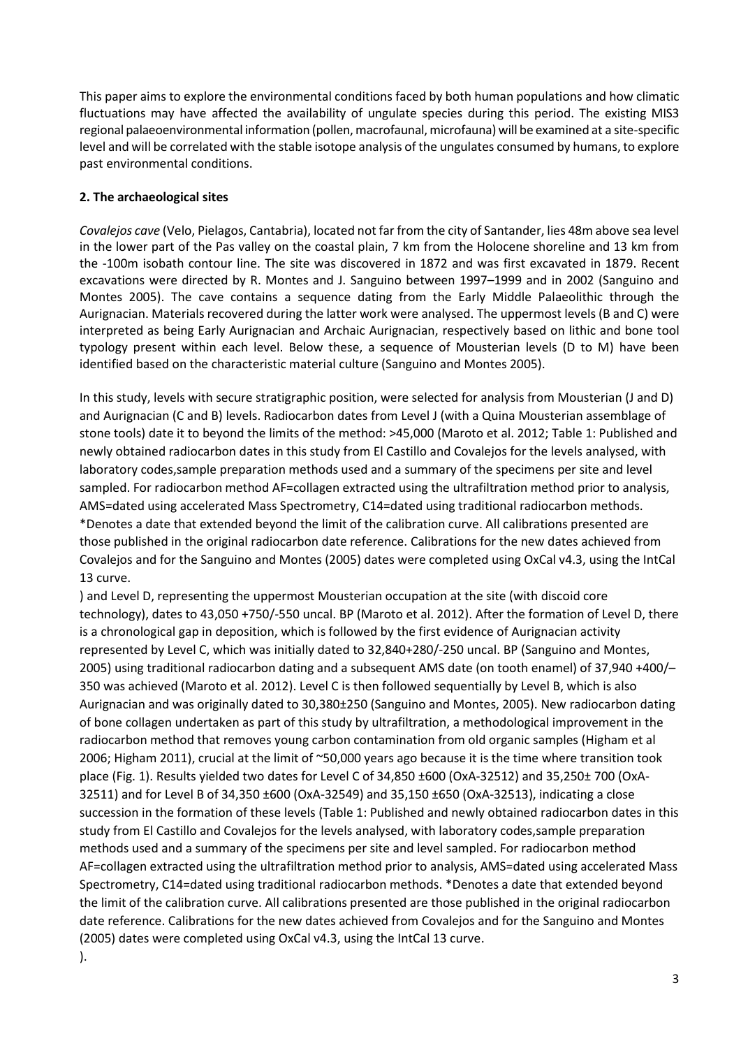This paper aims to explore the environmental conditions faced by both human populations and how climatic fluctuations may have affected the availability of ungulate species during this period. The existing MIS3 regional palaeoenvironmental information (pollen, macrofaunal, microfauna) will be examined at a site-specific level and will be correlated with the stable isotope analysis of the ungulates consumed by humans, to explore past environmental conditions.

## 2. The archaeological sites

*Covalejos cave* (Velo, Pielagos, Cantabria), located not far from the city of Santander, lies 48m above sea level in the lower part of the Pas valley on the coastal plain, 7 km from the Holocene shoreline and 13 km from the -100m isobath contour line. The site was discovered in 1872 and was first excavated in 1879. Recent excavations were directed by R. Montes and J. Sanguino between 1997–1999 and in 2002 (Sanguino and Montes 2005). The cave contains a sequence dating from the Early Middle Palaeolithic through the Aurignacian. Materials recovered during the latter work were analysed. The uppermost levels (B and C) were interpreted as being Early Aurignacian and Archaic Aurignacian, respectively based on lithic and bone tool typology present within each level. Below these, a sequence of Mousterian levels (D to M) have been identified based on the characteristic material culture (Sanguino and Montes 2005).

In this study, levels with secure stratigraphic position, were selected for analysis from Mousterian (J and D) and Aurignacian (C and B) levels. Radiocarbon dates from Level J (with a Quina Mousterian assemblage of stone tools) date it to beyond the limits of the method: >45,000 (Maroto et al. 2012; Table 1: Published and newly obtained radiocarbon dates in this study from El Castillo and Covalejos for the levels analysed, with laboratory codes,sample preparation methods used and a summary of the specimens per site and level sampled. For radiocarbon method AF=collagen extracted using the ultrafiltration method prior to analysis, AMS=dated using accelerated Mass Spectrometry, C14=dated using traditional radiocarbon methods. *Denotes a date that extended beyond the limit of the calibration curve. All calibrations presented are those published in the original radiocarbon date reference. Calibrations for the new dates achieved from Covalejos and for the Sanguino and Montes (2005) dates were completed using OxCal v4.3, using the IntCal 13 curve.

) and Level D, representing the uppermost Mousterian occupation at the site (with discoid core technology), dates to 43,050 +750/-550 uncal. BP (Maroto et al. 2012). After the formation of Level D, there is a chronological gap in deposition, which is followed by the first evidence of Aurignacian activity represented by Level C, which was initially dated to 32,840+280/-250 uncal. BP (Sanguino and Montes, 2005) using traditional radiocarbon dating and a subsequent AMS date (on tooth enamel) of 37,940 +400/–350 was achieved (Maroto et al. 2012). Level C is then followed sequentially by Level B, which is also Aurignacian and was originally dated to 30,380±250 (Sanguino and Montes, 2005). New radiocarbon dating of bone collagen undertaken as part of this study by ultrafiltration, a methodological improvement in the radiocarbon method that removes young carbon contamination from old organic samples (Higham et al 2006; Higham 2011), crucial at the limit of ~50,000 years ago because it is the time where transition took place (Fig. 1). Results yielded two dates for Level C of 34,850 ±600 (OxA-32512) and 35,250± 700 (OxA-32511) and for Level B of 34,350 ±600 (OxA-32549) and 35,150 ±650 (OxA-32513), indicating a close succession in the formation of these levels (Table 1: Published and newly obtained radiocarbon dates in this study from El Castillo and Covalejos for the levels analysed, with laboratory codes,sample preparation methods used and a summary of the specimens per site and level sampled. For radiocarbon method AF=collagen extracted using the ultrafiltration method prior to analysis, AMS=dated using accelerated Mass Spectrometry, C14=dated using traditional radiocarbon methods. *Denotes a date that extended beyond the limit of the calibration curve. All calibrations presented are those published in the original radiocarbon date reference. Calibrations for the new dates achieved from Covalejos and for the Sanguino and Montes (2005) dates were completed using OxCal v4.3, using the IntCal 13 curve.

).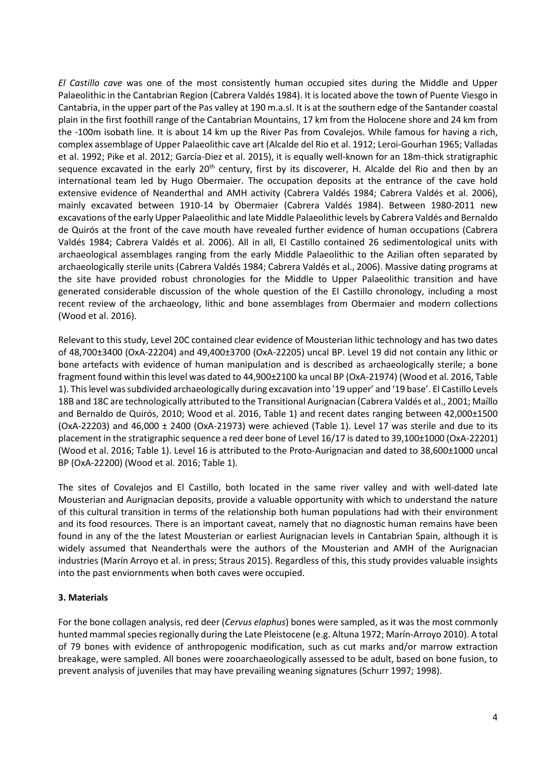*El Castillo cave* was one of the most consistently human occupied sites during the Middle and Upper Palaeolithic in the Cantabrian Region (Cabrera Valdés 1984). It is located above the town of Puente Viesgo in Cantabria, in the upper part of the Pas valley at 190 m.a.sl. It is at the southern edge of the Santander coastal plain in the first foothill range of the Cantabrian Mountains, 17 km from the Holocene shore and 24 km from the -100m isobath line. It is about 14 km up the River Pas from Covalejos. While famous for having a rich, complex assemblage of Upper Palaeolithic cave art (Alcalde del Rio et al. 1912; Leroi-Gourhan 1965; Valladas et al. 1992; Pike et al. 2012; García-Diez et al. 2015), it is equally well-known for an 18m-thick stratigraphic sequence excavated in the early 20th century, first by its discoverer, H. Alcalde del Rio and then by an international team led by Hugo Obermaier. The occupation deposits at the entrance of the cave hold extensive evidence of Neanderthal and AMH activity (Cabrera Valdés 1984; Cabrera Valdés et al. 2006), mainly excavated between 1910-14 by Obermaier (Cabrera Valdés 1984). Between 1980-2011 new excavations of the early Upper Palaeolithic and late Middle Palaeolithic levels by Cabrera Valdés and Bernaldo de Quirós at the front of the cave mouth have revealed further evidence of human occupations (Cabrera Valdés 1984; Cabrera Valdés et al. 2006). All in all, El Castillo contained 26 sedimentological units with archaeological assemblages ranging from the early Middle Palaeolithic to the Azilian often separated by archaeologically sterile units (Cabrera Valdés 1984; Cabrera Valdés et al., 2006). Massive dating programs at the site have provided robust chronologies for the Middle to Upper Palaeolithic transition and have generated considerable discussion of the whole question of the El Castillo chronology, including a most recent review of the archaeology, lithic and bone assemblages from Obermaier and modern collections (Wood et al. 2016).

Relevant to this study, Level 20C contained clear evidence of Mousterian lithic technology and has two dates of 48,700±3400 (OxA-22204) and 49,400±3700 (OxA-22205) uncal BP. Level 19 did not contain any lithic or bone artefacts with evidence of human manipulation and is described as archaeologically sterile; a bone fragment found within this level was dated to 44,900±2100 ka uncal BP (OxA-21974) (Wood et al. 2016, Table 1). This level was subdivided archaeologically during excavation into '19 upper' and '19 base'. El Castillo Levels 18B and 18C are technologically attributed to the Transitional Aurignacian (Cabrera Valdés et al., 2001; Maíllo and Bernaldo de Quirós, 2010; Wood et al. 2016, Table 1) and recent dates ranging between 42,000±1500 (OxA-22203) and 46,000 ± 2400 (OxA-21973) were achieved (Table 1). Level 17 was sterile and due to its placement in the stratigraphic sequence a red deer bone of Level 16/17 is dated to 39,100±1000 (OxA-22201) (Wood et al. 2016; Table 1). Level 16 is attributed to the Proto-Aurignacian and dated to 38,600±1000 uncal BP (OxA-22200) (Wood et al. 2016; Table 1).

The sites of Covalejos and El Castillo, both located in the same river valley and with well-dated late Mousterian and Aurignacian deposits, provide a valuable opportunity with which to understand the nature of this cultural transition in terms of the relationship both human populations had with their environment and its food resources. There is an important caveat, namely that no diagnostic human remains have been found in any of the the latest Mousterian or earliest Aurignacian levels in Cantabrian Spain, although it is widely assumed that Neanderthals were the authors of the Mousterian and AMH of the Aurignacian industries (Marín Arroyo et al. in press; Straus 2015). Regardless of this, this study provides valuable insights into the past enviornments when both caves were occupied.

## 3. Materials

For the bone collagen analysis, red deer (*Cervus elaphus*) bones were sampled, as it was the most commonly hunted mammal species regionally during the Late Pleistocene (e.g. Altuna 1972; Marín-Arroyo 2010). A total of 79 bones with evidence of anthropogenic modification, such as cut marks and/or marrow extraction breakage, were sampled. All bones were zooarchaeologically assessed to be adult, based on bone fusion, to prevent analysis of juveniles that may have prevailing weaning signatures (Schurr 1997; 1998).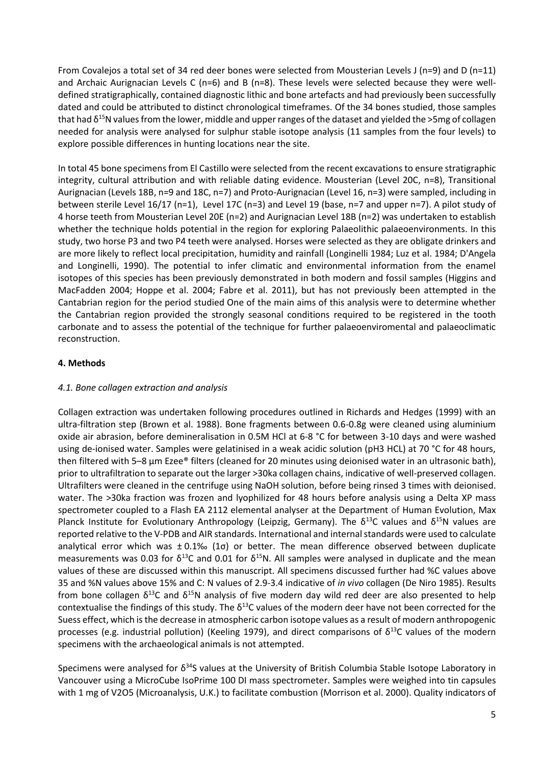From Covalejos a total set of 34 red deer bones were selected from Mousterian Levels J (n=9) and D (n=11) and Archaic Aurignacian Levels C (n=6) and B (n=8). These levels were selected because they were well-defined stratigraphically, contained diagnostic lithic and bone artefacts and had previously been successfully dated and could be attributed to distinct chronological timeframes. Of the 34 bones studied, those samples that had $\delta^{15}$N values from the lower, middle and upper ranges of the dataset and yielded the >5mg of collagen needed for analysis were analysed for sulphur stable isotope analysis (11 samples from the four levels) to explore possible differences in hunting locations near the site.

In total 45 bone specimens from El Castillo were selected from the recent excavations to ensure stratigraphic integrity, cultural attribution and with reliable dating evidence. Mousterian (Level 20C, n=8), Transitional Aurignacian (Levels 18B, n=9 and 18C, n=7) and Proto-Aurignacian (Level 16, n=3) were sampled, including in between sterile Level 16/17 (n=1), Level 17C (n=3) and Level 19 (base, n=7 and upper n=7). A pilot study of 4 horse teeth from Mousterian Level 20E (n=2) and Aurignacian Level 18B (n=2) was undertaken to establish whether the technique holds potential in the region for exploring Palaeolithic palaeoenvironments. In this study, two horse P3 and two P4 teeth were analysed. Horses were selected as they are obligate drinkers and are more likely to reflect local precipitation, humidity and rainfall (Longinelli 1984; Luz et al. 1984; D'Angela and Longinelli, 1990). The potential to infer climatic and environmental information from the enamel isotopes of this species has been previously demonstrated in both modern and fossil samples (Higgins and MacFadden 2004; Hoppe et al. 2004; Fabre et al. 2011), but has not previously been attempted in the Cantabrian region for the period studied One of the main aims of this analysis were to determine whether the Cantabrian region provided the strongly seasonal conditions required to be registered in the tooth carbonate and to assess the potential of the technique for further palaeoenviromental and palaeoclimatic reconstruction.

## 4. Methods

### *4.1. Bone collagen extraction and analysis*

Collagen extraction was undertaken following procedures outlined in Richards and Hedges (1999) with an ultra-filtration step (Brown et al. 1988). Bone fragments between 0.6-0.8g were cleaned using aluminium oxide air abrasion, before demineralisation in 0.5M HCl at 6-8 °C for between 3-10 days and were washed using de-ionised water. Samples were gelatinised in a weak acidic solution (pH3 HCL) at 70 °C for 48 hours, then filtered with 5–8 µm Ezee® filters (cleaned for 20 minutes using deionised water in an ultrasonic bath), prior to ultrafiltration to separate out the larger >30ka collagen chains, indicative of well-preserved collagen. Ultrafilters were cleaned in the centrifuge using NaOH solution, before being rinsed 3 times with deionised. water. The >30ka fraction was frozen and lyophilized for 48 hours before analysis using a Delta XP mass spectrometer coupled to a Flash EA 2112 elemental analyser at the Department of Human Evolution, Max Planck Institute for Evolutionary Anthropology (Leipzig, Germany). The $\delta^{13}$C values and $\delta^{15}$N values are reported relative to the V-PDB and AIR standards. International and internal standards were used to calculate analytical error which was ± 0.1‰ (1σ) or better. The mean difference observed between duplicate measurements was 0.03 for $\delta^{13}$C and 0.01 for $\delta^{15}$N. All samples were analysed in duplicate and the mean values of these are discussed within this manuscript. All specimens discussed further had %C values above 35 and %N values above 15% and C: N values of 2.9-3.4 indicative of *in vivo* collagen (De Niro 1985). Results from bone collagen $\delta^{13}$C and $\delta^{15}$N analysis of five modern day wild red deer are also presented to help contextualise the findings of this study. The $\delta^{13}$C values of the modern deer have not been corrected for the Suess effect, which is the decrease in atmospheric carbon isotope values as a result of modern anthropogenic processes (e.g. industrial pollution) (Keeling 1979), and direct comparisons of $\delta^{13}$C values of the modern specimens with the archaeological animals is not attempted.

Specimens were analysed for $\delta^{34}$S values at the University of British Columbia Stable Isotope Laboratory in Vancouver using a MicroCube IsoPrime 100 DI mass spectrometer. Samples were weighed into tin capsules with 1 mg of $V_2O_5$ (Microanalysis, U.K.) to facilitate combustion (Morrison et al. 2000). Quality indicators of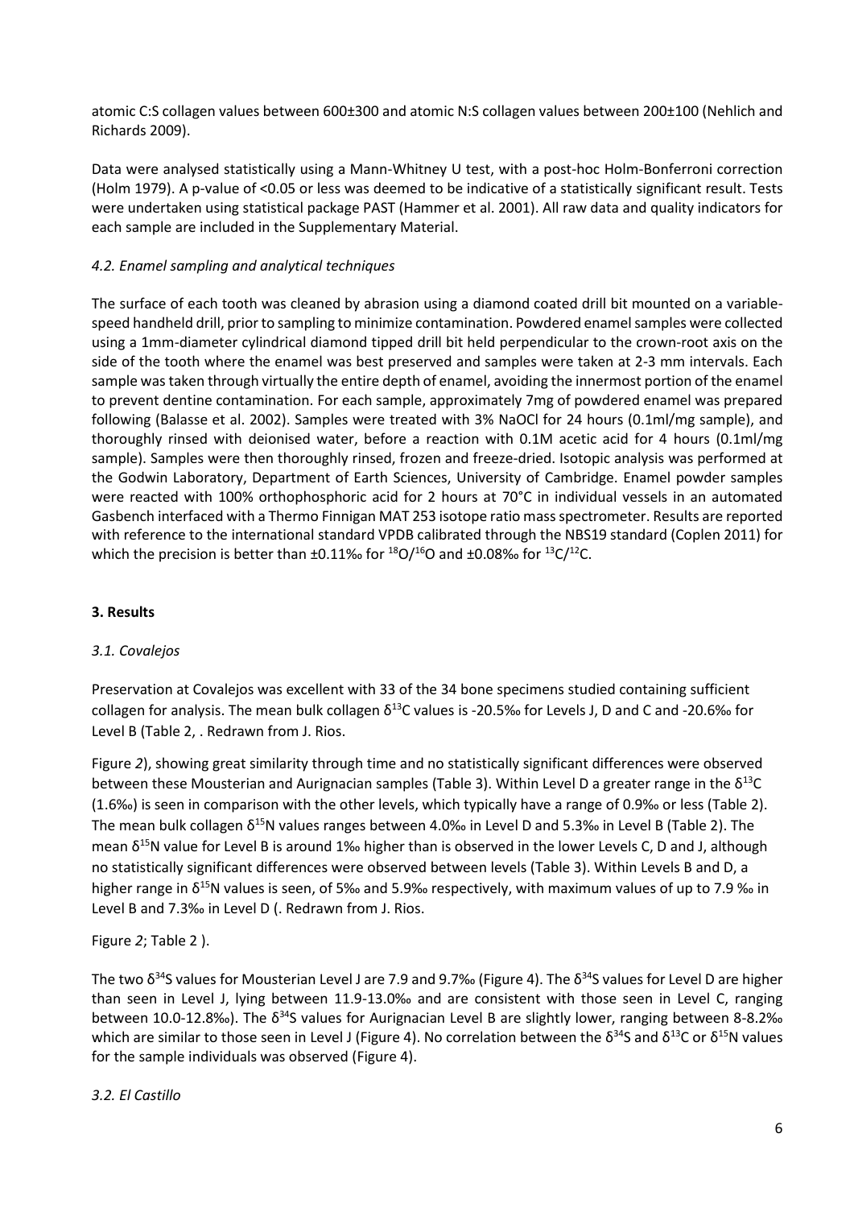atomic C:S collagen values between 600±300 and atomic N:S collagen values between 200±100 (Nehlich and Richards 2009).

Data were analysed statistically using a Mann-Whitney U test, with a post-hoc Holm-Bonferroni correction (Holm 1979). A p-value of <0.05 or less was deemed to be indicative of a statistically significant result. Tests were undertaken using statistical package PAST (Hammer et al. 2001). All raw data and quality indicators for each sample are included in the Supplementary Material.

### *4.2. Enamel sampling and analytical techniques*

The surface of each tooth was cleaned by abrasion using a diamond coated drill bit mounted on a variable-speed handheld drill, prior to sampling to minimize contamination. Powdered enamel samples were collected using a 1mm-diameter cylindrical diamond tipped drill bit held perpendicular to the crown-root axis on the side of the tooth where the enamel was best preserved and samples were taken at 2-3 mm intervals. Each sample was taken through virtually the entire depth of enamel, avoiding the innermost portion of the enamel to prevent dentine contamination. For each sample, approximately 7mg of powdered enamel was prepared following (Balasse et al. 2002). Samples were treated with 3% NaOCl for 24 hours (0.1ml/mg sample), and thoroughly rinsed with deionised water, before a reaction with 0.1M acetic acid for 4 hours (0.1ml/mg sample). Samples were then thoroughly rinsed, frozen and freeze-dried. Isotopic analysis was performed at the Godwin Laboratory, Department of Earth Sciences, University of Cambridge. Enamel powder samples were reacted with 100% orthophosphoric acid for 2 hours at 70°C in individual vessels in an automated Gasbench interfaced with a Thermo Finnigan MAT 253 isotope ratio mass spectrometer. Results are reported with reference to the international standard VPDB calibrated through the NBS19 standard (Coplen 2011) for which the precision is better than ±0.11‰ for $^{18}O/^{16}O$ and ±0.08‰ for $^{13}C/^{12}C$.

## **3. Results**

### *3.1. Covalejos*

Preservation at Covalejos was excellent with 33 of the 34 bone specimens studied containing sufficient collagen for analysis. The mean bulk collagen $\delta^{13}C$ values is -20.5‰ for Levels J, D and C and -20.6‰ for Level B (Table 2, . Redrawn from J. Rios.

Figure *2*), showing great similarity through time and no statistically significant differences were observed between these Mousterian and Aurignacian samples (Table 3). Within Level D a greater range in the $\delta^{13}C$ (1.6‰) is seen in comparison with the other levels, which typically have a range of 0.9‰ or less (Table 2). The mean bulk collagen $\delta^{15}N$ values ranges between 4.0‰ in Level D and 5.3‰ in Level B (Table 2). The mean $\delta^{15}N$ value for Level B is around 1‰ higher than is observed in the lower Levels C, D and J, although no statistically significant differences were observed between levels (Table 3). Within Levels B and D, a higher range in $\delta^{15}N$ values is seen, of 5‰ and 5.9‰ respectively, with maximum values of up to 7.9 ‰ in Level B and 7.3‰ in Level D (. Redrawn from J. Rios.

Figure *2*; Table 2 ).

The two $\delta^{34}S$ values for Mousterian Level J are 7.9 and 9.7‰ (Figure 4). The $\delta^{34}S$ values for Level D are higher than seen in Level J, lying between 11.9-13.0‰ and are consistent with those seen in Level C, ranging between 10.0-12.8‰). The $\delta^{34}S$ values for Aurignacian Level B are slightly lower, ranging between 8-8.2‰ which are similar to those seen in Level J (Figure 4). No correlation between the $\delta^{34}S$ and $\delta^{13}C$ or $\delta^{15}N$ values for the sample individuals was observed (Figure 4).

### *3.2. El Castillo*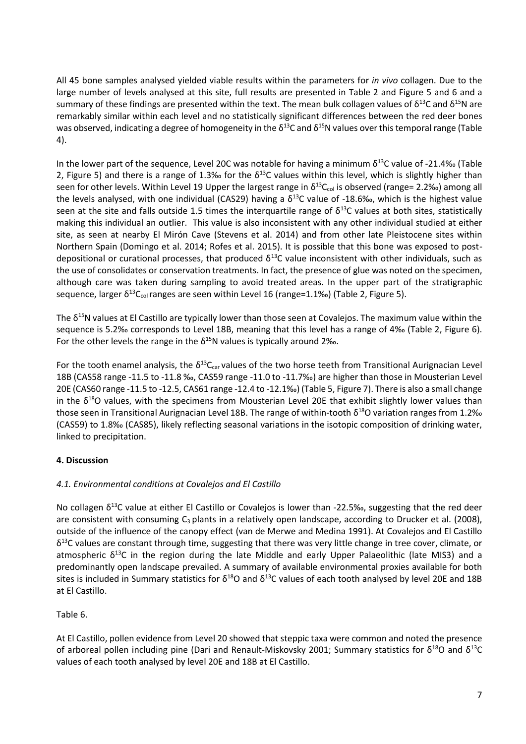All 45 bone samples analysed yielded viable results within the parameters for *in vivo* collagen. Due to the large number of levels analysed at this site, full results are presented in Table 2 and Figure 5 and 6 and a summary of these findings are presented within the text. The mean bulk collagen values of $\delta^{13}C$ and $\delta^{15}N$ are remarkably similar within each level and no statistically significant differences between the red deer bones was observed, indicating a degree of homogeneity in the $\delta^{13}C$ and $\delta^{15}N$ values over this temporal range (Table 4).

In the lower part of the sequence, Level 20C was notable for having a minimum $\delta^{13}C$ value of -21.4‰ (Table 2, Figure 5) and there is a range of 1.3‰ for the $\delta^{13}C$ values within this level, which is slightly higher than seen for other levels. Within Level 19 Upper the largest range in $\delta^{13}C_{col}$ is observed (range= 2.2‰) among all the levels analysed, with one individual (CAS29) having a $\delta^{13}C$ value of -18.6‰, which is the highest value seen at the site and falls outside 1.5 times the interquartile range of $\delta^{13}C$ values at both sites, statistically making this individual an outlier. This value is also inconsistent with any other individual studied at either site, as seen at nearby El Mirón Cave (Stevens et al. 2014) and from other late Pleistocene sites within Northern Spain (Domingo et al. 2014; Rofes et al. 2015). It is possible that this bone was exposed to post-depositional or curational processes, that produced $\delta^{13}C$ value inconsistent with other individuals, such as the use of consolidates or conservation treatments. In fact, the presence of glue was noted on the specimen, although care was taken during sampling to avoid treated areas. In the upper part of the stratigraphic sequence, larger $\delta^{13}C_{col}$ ranges are seen within Level 16 (range=1.1‰) (Table 2, Figure 5).

The $\delta^{15}N$ values at El Castillo are typically lower than those seen at Covalejos. The maximum value within the sequence is 5.2‰ corresponds to Level 18B, meaning that this level has a range of 4‰ (Table 2, Figure 6). For the other levels the range in the $\delta^{15}N$ values is typically around 2‰.

For the tooth enamel analysis, the $\delta^{13}C_{car}$ values of the two horse teeth from Transitional Aurignacian Level 18B (CAS58 range -11.5 to -11.8 ‰, CAS59 range -11.0 to -11.7‰) are higher than those in Mousterian Level 20E (CAS60 range -11.5 to -12.5, CAS61 range -12.4 to -12.1‰) (Table 5, Figure 7). There is also a small change in the $\delta^{18}O$ values, with the specimens from Mousterian Level 20E that exhibit slightly lower values than those seen in Transitional Aurignacian Level 18B. The range of within-tooth $\delta^{18}O$ variation ranges from 1.2‰ (CAS59) to 1.8‰ (CAS85), likely reflecting seasonal variations in the isotopic composition of drinking water, linked to precipitation.

## 4. Discussion

### *4.1. Environmental conditions at Covalejos and El Castillo*

No collagen $\delta^{13}C$ value at either El Castillo or Covalejos is lower than -22.5‰, suggesting that the red deer are consistent with consuming $C_3$ plants in a relatively open landscape, according to Drucker et al. (2008), outside of the influence of the canopy effect (van de Merwe and Medina 1991). At Covalejos and El Castillo $\delta^{13}C$ values are constant through time, suggesting that there was very little change in tree cover, climate, or atmospheric $\delta^{13}C$ in the region during the late Middle and early Upper Palaeolithic (late MIS3) and a predominantly open landscape prevailed. A summary of available environmental proxies available for both sites is included in Summary statistics for $\delta^{18}O$ and $\delta^{13}C$ values of each tooth analysed by level 20E and 18B at El Castillo.

Table 6.

At El Castillo, pollen evidence from Level 20 showed that steppic taxa were common and noted the presence of arboreal pollen including pine (Dari and Renault-Miskovsky 2001; Summary statistics for $\delta^{18}O$ and $\delta^{13}C$ values of each tooth analysed by level 20E and 18B at El Castillo.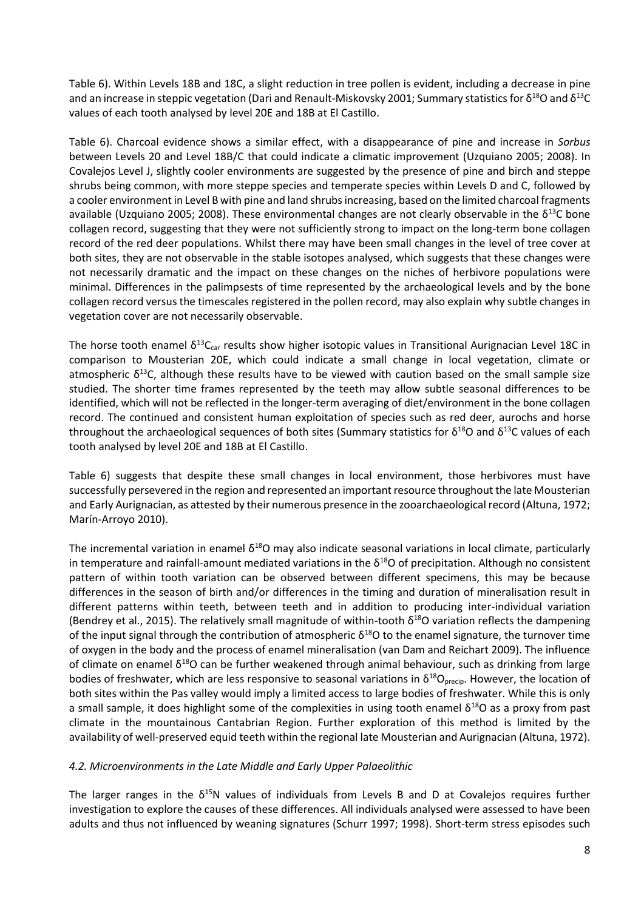Table 6). Within Levels 18B and 18C, a slight reduction in tree pollen is evident, including a decrease in pine and an increase in steppic vegetation (Dari and Renault-Miskovsky 2001; Summary statistics for $\delta^{18}$O and $\delta^{13}$C values of each tooth analysed by level 20E and 18B at El Castillo.

Table 6). Charcoal evidence shows a similar effect, with a disappearance of pine and increase in *Sorbus* between Levels 20 and Level 18B/C that could indicate a climatic improvement (Uzquiano 2005; 2008). In Covalejos Level J, slightly cooler environments are suggested by the presence of pine and birch and steppe shrubs being common, with more steppe species and temperate species within Levels D and C, followed by a cooler environment in Level B with pine and land shrubs increasing, based on the limited charcoal fragments available (Uzquiano 2005; 2008). These environmental changes are not clearly observable in the $\delta^{13}$C bone collagen record, suggesting that they were not sufficiently strong to impact on the long-term bone collagen record of the red deer populations. Whilst there may have been small changes in the level of tree cover at both sites, they are not observable in the stable isotopes analysed, which suggests that these changes were not necessarily dramatic and the impact on these changes on the niches of herbivore populations were minimal. Differences in the palimpsests of time represented by the archaeological levels and by the bone collagen record versus the timescales registered in the pollen record, may also explain why subtle changes in vegetation cover are not necessarily observable.

The horse tooth enamel $\delta^{13}C_{car}$ results show higher isotopic values in Transitional Aurignacian Level 18C in comparison to Mousterian 20E, which could indicate a small change in local vegetation, climate or atmospheric $\delta^{13}$C, although these results have to be viewed with caution based on the small sample size studied. The shorter time frames represented by the teeth may allow subtle seasonal differences to be identified, which will not be reflected in the longer-term averaging of diet/environment in the bone collagen record. The continued and consistent human exploitation of species such as red deer, aurochs and horse throughout the archaeological sequences of both sites (Summary statistics for $\delta^{18}$O and $\delta^{13}$C values of each tooth analysed by level 20E and 18B at El Castillo.

Table 6) suggests that despite these small changes in local environment, those herbivores must have successfully persevered in the region and represented an important resource throughout the late Mousterian and Early Aurignacian, as attested by their numerous presence in the zooarchaeological record (Altuna, 1972; Marín-Arroyo 2010).

The incremental variation in enamel $\delta^{18}$O may also indicate seasonal variations in local climate, particularly in temperature and rainfall-amount mediated variations in the $\delta^{18}$O of precipitation. Although no consistent pattern of within tooth variation can be observed between different specimens, this may be because differences in the season of birth and/or differences in the timing and duration of mineralisation result in different patterns within teeth, between teeth and in addition to producing inter-individual variation (Bendrey et al., 2015). The relatively small magnitude of within-tooth $\delta^{18}$O variation reflects the dampening of the input signal through the contribution of atmospheric $\delta^{18}$O to the enamel signature, the turnover time of oxygen in the body and the process of enamel mineralisation (van Dam and Reichart 2009). The influence of climate on enamel $\delta^{18}$O can be further weakened through animal behaviour, such as drinking from large bodies of freshwater, which are less responsive to seasonal variations in $\delta^{18}O_{precip}$. However, the location of both sites within the Pas valley would imply a limited access to large bodies of freshwater. While this is only a small sample, it does highlight some of the complexities in using tooth enamel $\delta^{18}$O as a proxy from past climate in the mountainous Cantabrian Region. Further exploration of this method is limited by the availability of well-preserved equid teeth within the regional late Mousterian and Aurignacian (Altuna, 1972).

### *4.2. Microenvironments in the Late Middle and Early Upper Palaeolithic*

The larger ranges in the $\delta^{15}$N values of individuals from Levels B and D at Covalejos requires further investigation to explore the causes of these differences. All individuals analysed were assessed to have been adults and thus not influenced by weaning signatures (Schurr 1997; 1998). Short-term stress episodes such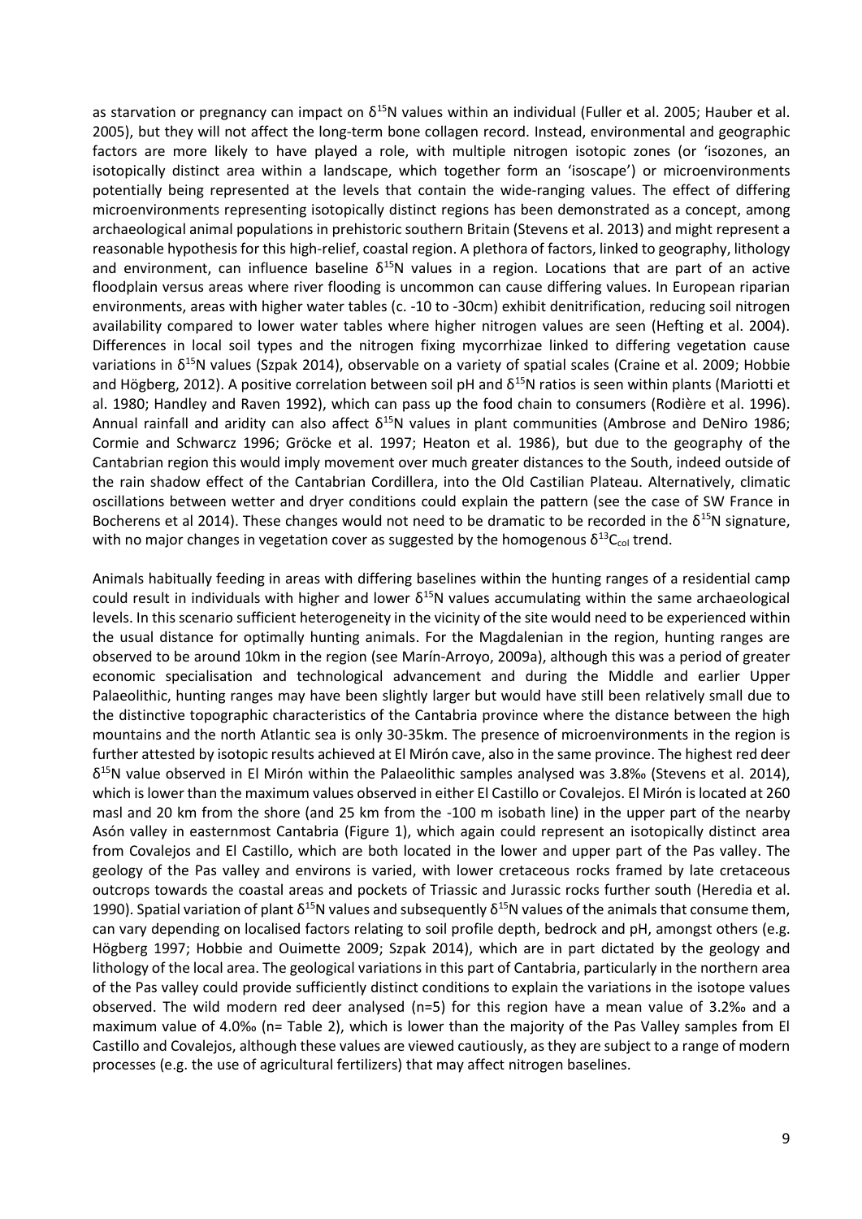as starvation or pregnancy can impact on $\delta^{15}N$ values within an individual (Fuller et al. 2005; Hauber et al. 2005), but they will not affect the long-term bone collagen record. Instead, environmental and geographic factors are more likely to have played a role, with multiple nitrogen isotopic zones (or 'isozones, an isotopically distinct area within a landscape, which together form an 'isoscape') or microenvironments potentially being represented at the levels that contain the wide-ranging values. The effect of differing microenvironments representing isotopically distinct regions has been demonstrated as a concept, among archaeological animal populations in prehistoric southern Britain (Stevens et al. 2013) and might represent a reasonable hypothesis for this high-relief, coastal region. A plethora of factors, linked to geography, lithology and environment, can influence baseline $\delta^{15}N$ values in a region. Locations that are part of an active floodplain versus areas where river flooding is uncommon can cause differing values. In European riparian environments, areas with higher water tables (c. -10 to -30cm) exhibit denitrification, reducing soil nitrogen availability compared to lower water tables where higher nitrogen values are seen (Hefting et al. 2004). Differences in local soil types and the nitrogen fixing mycorrhizae linked to differing vegetation cause variations in $\delta^{15}N$ values (Szpak 2014), observable on a variety of spatial scales (Craine et al. 2009; Hobbie and Högberg, 2012). A positive correlation between soil pH and $\delta^{15}N$ ratios is seen within plants (Mariotti et al. 1980; Handley and Raven 1992), which can pass up the food chain to consumers (Rodière et al. 1996). Annual rainfall and aridity can also affect $\delta^{15}N$ values in plant communities (Ambrose and DeNiro 1986; Cormie and Schwarcz 1996; Gröcke et al. 1997; Heaton et al. 1986), but due to the geography of the Cantabrian region this would imply movement over much greater distances to the South, indeed outside of the rain shadow effect of the Cantabrian Cordillera, into the Old Castilian Plateau. Alternatively, climatic oscillations between wetter and dryer conditions could explain the pattern (see the case of SW France in Bocherens et al 2014). These changes would not need to be dramatic to be recorded in the $\delta^{15}N$ signature, with no major changes in vegetation cover as suggested by the homogenous $\delta^{13}C_{col}$ trend.

Animals habitually feeding in areas with differing baselines within the hunting ranges of a residential camp could result in individuals with higher and lower $\delta^{15}N$ values accumulating within the same archaeological levels. In this scenario sufficient heterogeneity in the vicinity of the site would need to be experienced within the usual distance for optimally hunting animals. For the Magdalenian in the region, hunting ranges are observed to be around 10km in the region (see Marín-Arroyo, 2009a), although this was a period of greater economic specialisation and technological advancement and during the Middle and earlier Upper Palaeolithic, hunting ranges may have been slightly larger but would have still been relatively small due to the distinctive topographic characteristics of the Cantabria province where the distance between the high mountains and the north Atlantic sea is only 30-35km. The presence of microenvironments in the region is further attested by isotopic results achieved at El Mirón cave, also in the same province. The highest red deer $\delta^{15}N$ value observed in El Mirón within the Palaeolithic samples analysed was 3.8‰ (Stevens et al. 2014), which is lower than the maximum values observed in either El Castillo or Covalejos. El Mirón is located at 260 masl and 20 km from the shore (and 25 km from the -100 m isobath line) in the upper part of the nearby Asón valley in easternmost Cantabria (Figure 1), which again could represent an isotopically distinct area from Covalejos and El Castillo, which are both located in the lower and upper part of the Pas valley. The geology of the Pas valley and environs is varied, with lower cretaceous rocks framed by late cretaceous outcrops towards the coastal areas and pockets of Triassic and Jurassic rocks further south (Heredia et al. 1990). Spatial variation of plant $\delta^{15}N$ values and subsequently $\delta^{15}N$ values of the animals that consume them, can vary depending on localised factors relating to soil profile depth, bedrock and pH, amongst others (e.g. Högberg 1997; Hobbie and Ouimette 2009; Szpak 2014), which are in part dictated by the geology and lithology of the local area. The geological variations in this part of Cantabria, particularly in the northern area of the Pas valley could provide sufficiently distinct conditions to explain the variations in the isotope values observed. The wild modern red deer analysed (n=5) for this region have a mean value of 3.2‰ and a maximum value of 4.0‰ (n= Table 2), which is lower than the majority of the Pas Valley samples from El Castillo and Covalejos, although these values are viewed cautiously, as they are subject to a range of modern processes (e.g. the use of agricultural fertilizers) that may affect nitrogen baselines.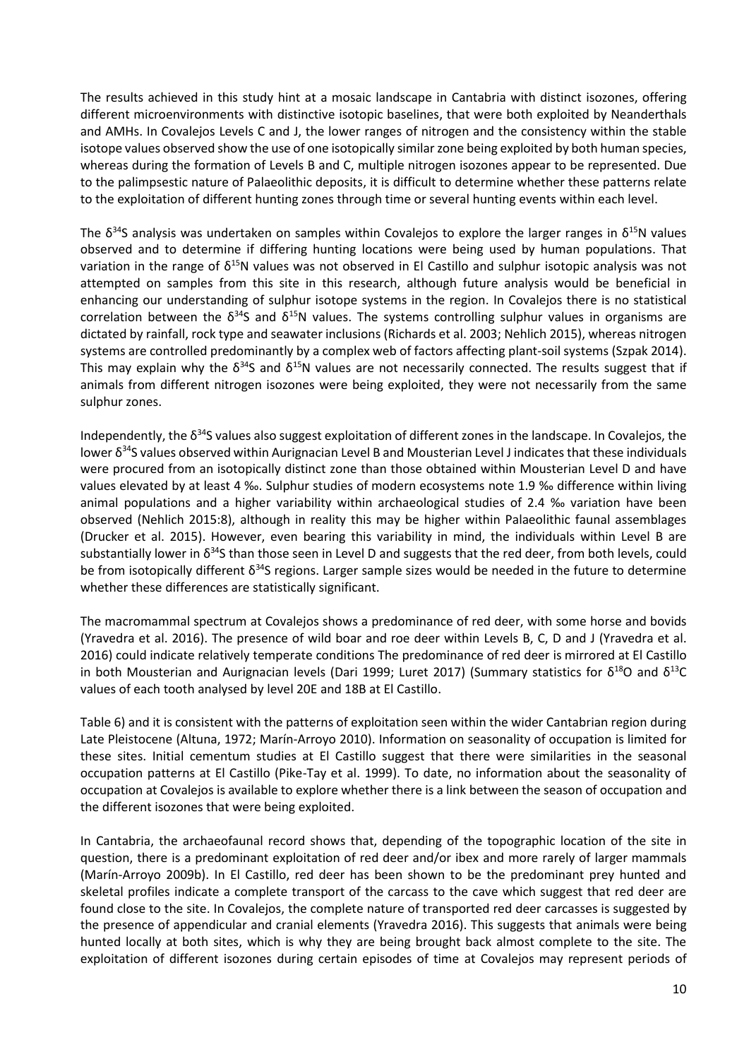The results achieved in this study hint at a mosaic landscape in Cantabria with distinct isozones, offering different microenvironments with distinctive isotopic baselines, that were both exploited by Neanderthals and AMHs. In Covalejos Levels C and J, the lower ranges of nitrogen and the consistency within the stable isotope values observed show the use of one isotopically similar zone being exploited by both human species, whereas during the formation of Levels B and C, multiple nitrogen isozones appear to be represented. Due to the palimpsestic nature of Palaeolithic deposits, it is difficult to determine whether these patterns relate to the exploitation of different hunting zones through time or several hunting events within each level.

The $\delta^{34}$S analysis was undertaken on samples within Covalejos to explore the larger ranges in $\delta^{15}$N values observed and to determine if differing hunting locations were being used by human populations. That variation in the range of $\delta^{15}$N values was not observed in El Castillo and sulphur isotopic analysis was not attempted on samples from this site in this research, although future analysis would be beneficial in enhancing our understanding of sulphur isotope systems in the region. In Covalejos there is no statistical correlation between the $\delta^{34}$S and $\delta^{15}$N values. The systems controlling sulphur values in organisms are dictated by rainfall, rock type and seawater inclusions (Richards et al. 2003; Nehlich 2015), whereas nitrogen systems are controlled predominantly by a complex web of factors affecting plant-soil systems (Szpak 2014). This may explain why the $\delta^{34}$S and $\delta^{15}$N values are not necessarily connected. The results suggest that if animals from different nitrogen isozones were being exploited, they were not necessarily from the same sulphur zones.

Independently, the $\delta^{34}$S values also suggest exploitation of different zones in the landscape. In Covalejos, the lower $\delta^{34}$S values observed within Aurignacian Level B and Mousterian Level J indicates that these individuals were procured from an isotopically distinct zone than those obtained within Mousterian Level D and have values elevated by at least 4 ‰. Sulphur studies of modern ecosystems note 1.9 ‰ difference within living animal populations and a higher variability within archaeological studies of 2.4 ‰ variation have been observed (Nehlich 2015:8), although in reality this may be higher within Palaeolithic faunal assemblages (Drucker et al. 2015). However, even bearing this variability in mind, the individuals within Level B are substantially lower in $\delta^{34}$S than those seen in Level D and suggests that the red deer, from both levels, could be from isotopically different $\delta^{34}$S regions. Larger sample sizes would be needed in the future to determine whether these differences are statistically significant.

The macromammal spectrum at Covalejos shows a predominance of red deer, with some horse and bovids (Yravedra et al. 2016). The presence of wild boar and roe deer within Levels B, C, D and J (Yravedra et al. 2016) could indicate relatively temperate conditions The predominance of red deer is mirrored at El Castillo in both Mousterian and Aurignacian levels (Dari 1999; Luret 2017) (Summary statistics for $\delta^{18}$O and $\delta^{13}$C values of each tooth analysed by level 20E and 18B at El Castillo.

Table 6) and it is consistent with the patterns of exploitation seen within the wider Cantabrian region during Late Pleistocene (Altuna, 1972; Marín-Arroyo 2010). Information on seasonality of occupation is limited for these sites. Initial cementum studies at El Castillo suggest that there were similarities in the seasonal occupation patterns at El Castillo (Pike-Tay et al. 1999). To date, no information about the seasonality of occupation at Covalejos is available to explore whether there is a link between the season of occupation and the different isozones that were being exploited.

In Cantabria, the archaeofaunal record shows that, depending of the topographic location of the site in question, there is a predominant exploitation of red deer and/or ibex and more rarely of larger mammals (Marín-Arroyo 2009b). In El Castillo, red deer has been shown to be the predominant prey hunted and skeletal profiles indicate a complete transport of the carcass to the cave which suggest that red deer are found close to the site. In Covalejos, the complete nature of transported red deer carcasses is suggested by the presence of appendicular and cranial elements (Yravedra 2016). This suggests that animals were being hunted locally at both sites, which is why they are being brought back almost complete to the site. The exploitation of different isozones during certain episodes of time at Covalejos may represent periods of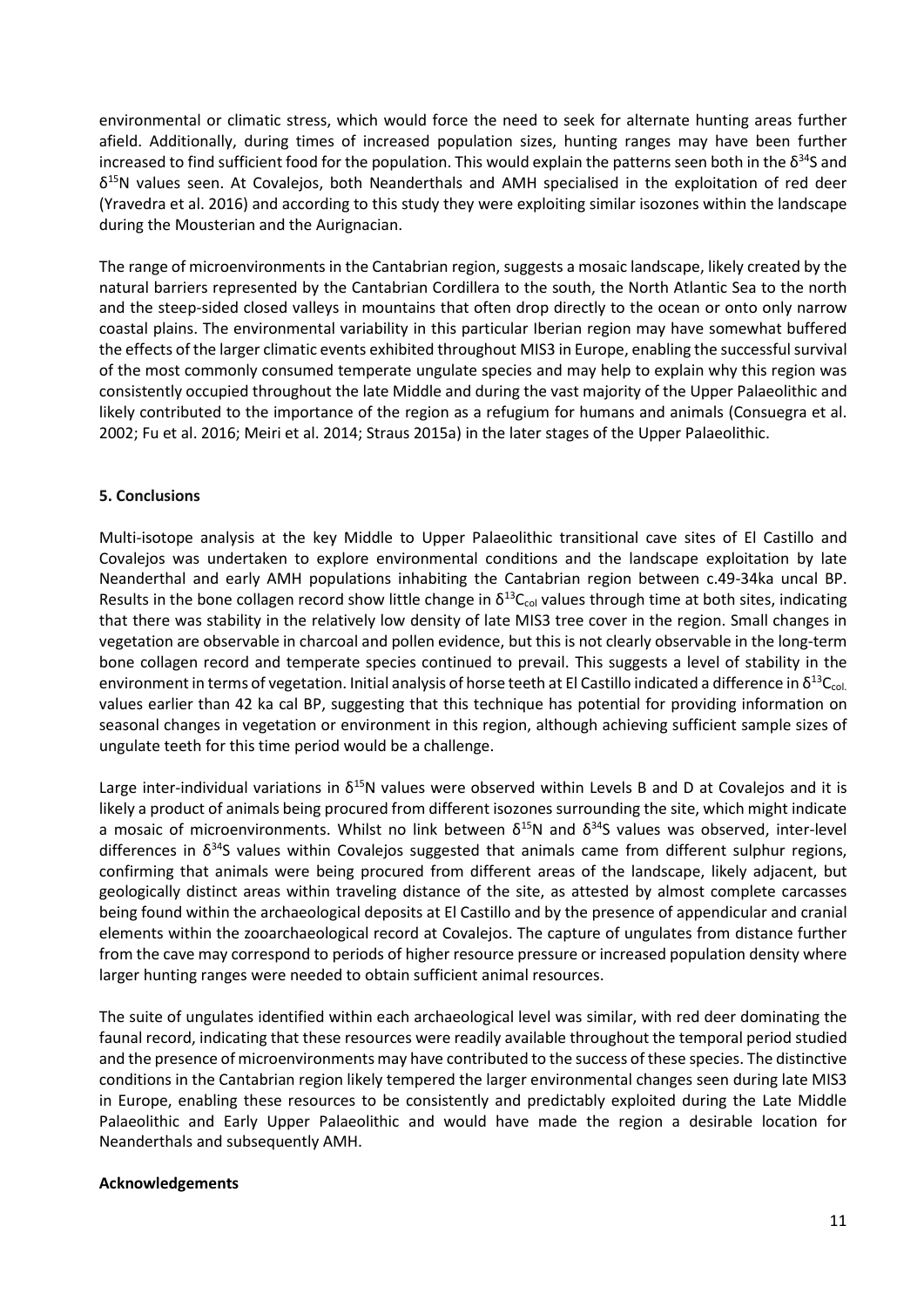environmental or climatic stress, which would force the need to seek for alternate hunting areas further afield. Additionally, during times of increased population sizes, hunting ranges may have been further increased to find sufficient food for the population. This would explain the patterns seen both in the $\delta^{34}S$ and $\delta^{15}N$ values seen. At Covalejos, both Neanderthals and AMH specialised in the exploitation of red deer (Yravedra et al. 2016) and according to this study they were exploiting similar isozones within the landscape during the Mousterian and the Aurignacian.

The range of microenvironments in the Cantabrian region, suggests a mosaic landscape, likely created by the natural barriers represented by the Cantabrian Cordillera to the south, the North Atlantic Sea to the north and the steep-sided closed valleys in mountains that often drop directly to the ocean or onto only narrow coastal plains. The environmental variability in this particular Iberian region may have somewhat buffered the effects of the larger climatic events exhibited throughout MIS3 in Europe, enabling the successful survival of the most commonly consumed temperate ungulate species and may help to explain why this region was consistently occupied throughout the late Middle and during the vast majority of the Upper Palaeolithic and likely contributed to the importance of the region as a refugium for humans and animals (Consuegra et al. 2002; Fu et al. 2016; Meiri et al. 2014; Straus 2015a) in the later stages of the Upper Palaeolithic.

## 5. Conclusions

Multi-isotope analysis at the key Middle to Upper Palaeolithic transitional cave sites of El Castillo and Covalejos was undertaken to explore environmental conditions and the landscape exploitation by late Neanderthal and early AMH populations inhabiting the Cantabrian region between c.49-34ka uncal BP. Results in the bone collagen record show little change in $\delta^{13}C_{col}$ values through time at both sites, indicating that there was stability in the relatively low density of late MIS3 tree cover in the region. Small changes in vegetation are observable in charcoal and pollen evidence, but this is not clearly observable in the long-term bone collagen record and temperate species continued to prevail. This suggests a level of stability in the environment in terms of vegetation. Initial analysis of horse teeth at El Castillo indicated a difference in $\delta^{13}C_{col.}$ values earlier than 42 ka cal BP, suggesting that this technique has potential for providing information on seasonal changes in vegetation or environment in this region, although achieving sufficient sample sizes of ungulate teeth for this time period would be a challenge.

Large inter-individual variations in $\delta^{15}N$ values were observed within Levels B and D at Covalejos and it is likely a product of animals being procured from different isozones surrounding the site, which might indicate a mosaic of microenvironments. Whilst no link between $\delta^{15}N$ and $\delta^{34}S$ values was observed, inter-level differences in $\delta^{34}S$ values within Covalejos suggested that animals came from different sulphur regions, confirming that animals were being procured from different areas of the landscape, likely adjacent, but geologically distinct areas within traveling distance of the site, as attested by almost complete carcasses being found within the archaeological deposits at El Castillo and by the presence of appendicular and cranial elements within the zooarchaeological record at Covalejos. The capture of ungulates from distance further from the cave may correspond to periods of higher resource pressure or increased population density where larger hunting ranges were needed to obtain sufficient animal resources.

The suite of ungulates identified within each archaeological level was similar, with red deer dominating the faunal record, indicating that these resources were readily available throughout the temporal period studied and the presence of microenvironments may have contributed to the success of these species. The distinctive conditions in the Cantabrian region likely tempered the larger environmental changes seen during late MIS3 in Europe, enabling these resources to be consistently and predictably exploited during the Late Middle Palaeolithic and Early Upper Palaeolithic and would have made the region a desirable location for Neanderthals and subsequently AMH.

## Acknowledgements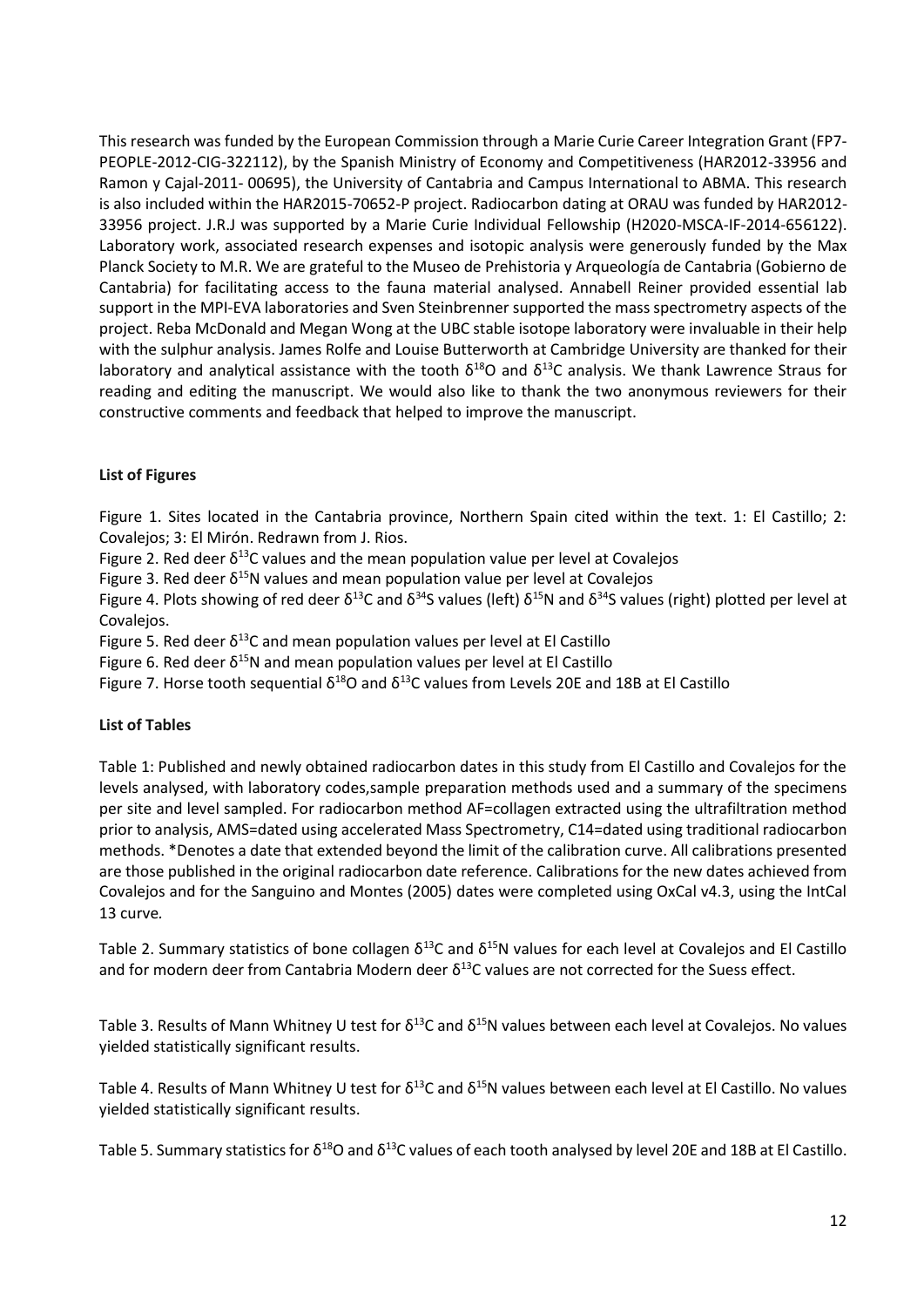This research was funded by the European Commission through a Marie Curie Career Integration Grant (FP7-PEOPLE-2012-CIG-322112), by the Spanish Ministry of Economy and Competitiveness (HAR2012-33956 and Ramon y Cajal-2011- 00695), the University of Cantabria and Campus International to ABMA. This research is also included within the HAR2015-70652-P project. Radiocarbon dating at ORAU was funded by HAR2012-33956 project. J.R.J was supported by a Marie Curie Individual Fellowship (H2020-MSCA-IF-2014-656122). Laboratory work, associated research expenses and isotopic analysis were generously funded by the Max Planck Society to M.R. We are grateful to the Museo de Prehistoria y Arqueología de Cantabria (Gobierno de Cantabria) for facilitating access to the fauna material analysed. Annabell Reiner provided essential lab support in the MPI-EVA laboratories and Sven Steinbrenner supported the mass spectrometry aspects of the project. Reba McDonald and Megan Wong at the UBC stable isotope laboratory were invaluable in their help with the sulphur analysis. James Rolfe and Louise Butterworth at Cambridge University are thanked for their laboratory and analytical assistance with the tooth $\delta^{18}O$ and $\delta^{13}C$ analysis. We thank Lawrence Straus for reading and editing the manuscript. We would also like to thank the two anonymous reviewers for their constructive comments and feedback that helped to improve the manuscript.

**List of Figures**

Figure 1. Sites located in the Cantabria province, Northern Spain cited within the text. 1: El Castillo; 2: Covalejos; 3: El Mirón. Redrawn from J. Rios.

Figure 2. Red deer $\delta^{13}C$ values and the mean population value per level at Covalejos

Figure 3. Red deer $\delta^{15}N$ values and mean population value per level at Covalejos

Figure 4. Plots showing of red deer $\delta^{13}C$ and $\delta^{34}S$ values (left) $\delta^{15}N$ and $\delta^{34}S$ values (right) plotted per level at Covalejos.

Figure 5. Red deer $\delta^{13}C$ and mean population values per level at El Castillo

Figure 6. Red deer $\delta^{15}N$ and mean population values per level at El Castillo

Figure 7. Horse tooth sequential $\delta^{18}O$ and $\delta^{13}C$ values from Levels 20E and 18B at El Castillo

**List of Tables**

Table 1: Published and newly obtained radiocarbon dates in this study from El Castillo and Covalejos for the levels analysed, with laboratory codes,sample preparation methods used and a summary of the specimens per site and level sampled. For radiocarbon method AF=collagen extracted using the ultrafiltration method prior to analysis, AMS=dated using accelerated Mass Spectrometry, C14=dated using traditional radiocarbon methods. *Denotes a date that extended beyond the limit of the calibration curve. All calibrations presented are those published in the original radiocarbon date reference. Calibrations for the new dates achieved from Covalejos and for the Sanguino and Montes (2005) dates were completed using OxCal v4.3, using the IntCal 13 curve.

Table 2. Summary statistics of bone collagen $\delta^{13}C$ and $\delta^{15}N$ values for each level at Covalejos and El Castillo and for modern deer from Cantabria Modern deer $\delta^{13}C$ values are not corrected for the Suess effect.

Table 3. Results of Mann Whitney U test for $\delta^{13}C$ and $\delta^{15}N$ values between each level at Covalejos. No values yielded statistically significant results.

Table 4. Results of Mann Whitney U test for $\delta^{13}C$ and $\delta^{15}N$ values between each level at El Castillo. No values yielded statistically significant results.

Table 5. Summary statistics for $\delta^{18}O$ and $\delta^{13}C$ values of each tooth analysed by level 20E and 18B at El Castillo.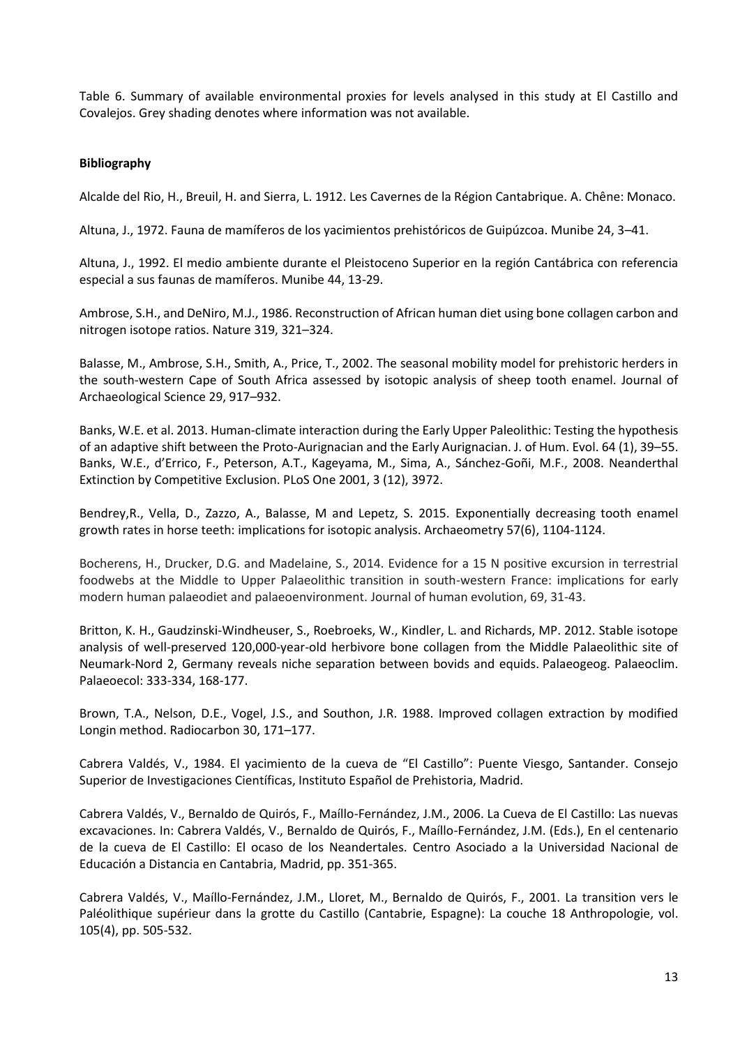Table 6. Summary of available environmental proxies for levels analysed in this study at El Castillo and Covalejos. Grey shading denotes where information was not available.

**Bibliography**

Alcalde del Rio, H., Breuil, H. and Sierra, L. 1912. Les Cavernes de la Région Cantabrique. A. Chêne: Monaco.

Altuna, J., 1972. Fauna de mamíferos de los yacimientos prehistóricos de Guipúzcoa. Munibe 24, 3–41.

Altuna, J., 1992. El medio ambiente durante el Pleistoceno Superior en la región Cantábrica con referencia especial a sus faunas de mamíferos. Munibe 44, 13-29.

Ambrose, S.H., and DeNiro, M.J., 1986. Reconstruction of African human diet using bone collagen carbon and nitrogen isotope ratios. Nature 319, 321–324.

Balasse, M., Ambrose, S.H., Smith, A., Price, T., 2002. The seasonal mobility model for prehistoric herders in the south-western Cape of South Africa assessed by isotopic analysis of sheep tooth enamel. Journal of Archaeological Science 29, 917–932.

Banks, W.E. et al. 2013. Human-climate interaction during the Early Upper Paleolithic: Testing the hypothesis of an adaptive shift between the Proto-Aurignacian and the Early Aurignacian. J. of Hum. Evol. 64 (1), 39–55.
Banks, W.E., d'Errico, F., Peterson, A.T., Kageyama, M., Sima, A., Sánchez-Goñi, M.F., 2008. Neanderthal Extinction by Competitive Exclusion. PLoS One 2001, 3 (12), 3972.

Bendrey,R., Vella, D., Zazzo, A., Balasse, M and Lepetz, S. 2015. Exponentially decreasing tooth enamel growth rates in horse teeth: implications for isotopic analysis. Archaeometry 57(6), 1104-1124.

Bocherens, H., Drucker, D.G. and Madelaine, S., 2014. Evidence for a 15 N positive excursion in terrestrial foodwebs at the Middle to Upper Palaeolithic transition in south-western France: implications for early modern human palaeodiet and palaeoenvironment. Journal of human evolution, 69, 31-43.

Britton, K. H., Gaudzinski-Windheuser, S., Roebroeks, W., Kindler, L. and Richards, MP. 2012. Stable isotope analysis of well-preserved 120,000-year-old herbivore bone collagen from the Middle Palaeolithic site of Neumark-Nord 2, Germany reveals niche separation between bovids and equids. Palaeogeog. Palaeoclim. Palaeoecol: 333-334, 168-177.

Brown, T.A., Nelson, D.E., Vogel, J.S., and Southon, J.R. 1988. Improved collagen extraction by modified Longin method. Radiocarbon 30, 171–177.

Cabrera Valdés, V., 1984. El yacimiento de la cueva de "El Castillo": Puente Viesgo, Santander. Consejo Superior de Investigaciones Científicas, Instituto Español de Prehistoria, Madrid.

Cabrera Valdés, V., Bernaldo de Quirós, F., Maíllo-Fernández, J.M., 2006. La Cueva de El Castillo: Las nuevas excavaciones. In: Cabrera Valdés, V., Bernaldo de Quirós, F., Maíllo-Fernández, J.M. (Eds.), En el centenario de la cueva de El Castillo: El ocaso de los Neandertales. Centro Asociado a la Universidad Nacional de Educación a Distancia en Cantabria, Madrid, pp. 351-365.

Cabrera Valdés, V., Maíllo-Fernández, J.M., Lloret, M., Bernaldo de Quirós, F., 2001. La transition vers le Paléolithique supérieur dans la grotte du Castillo (Cantabrie, Espagne): La couche 18 Anthropologie, vol. 105(4), pp. 505-532.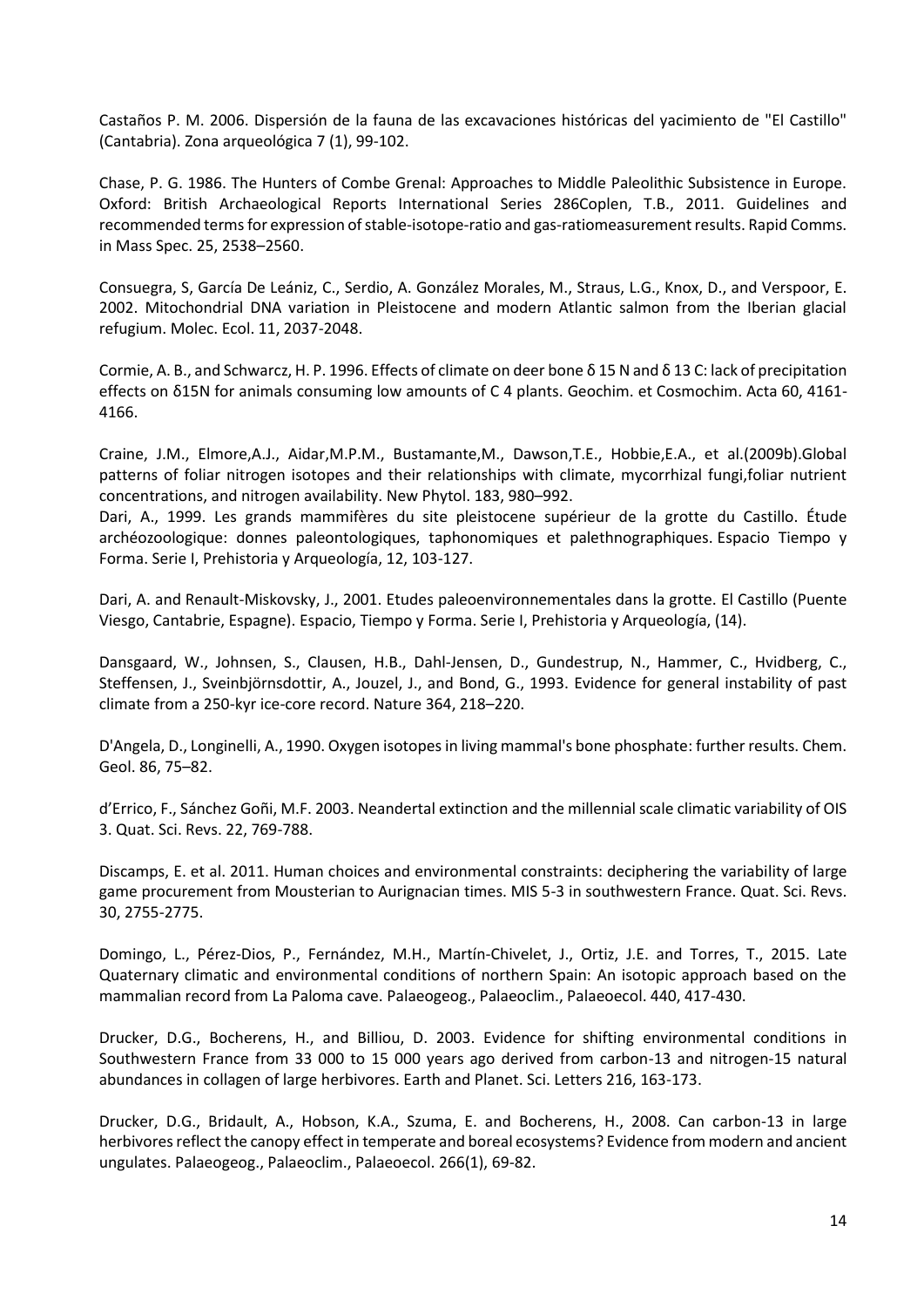Castaños P. M. 2006. Dispersión de la fauna de las excavaciones históricas del yacimiento de "El Castillo" (Cantabria). Zona arqueológica 7 (1), 99-102.

Chase, P. G. 1986. The Hunters of Combe Grenal: Approaches to Middle Paleolithic Subsistence in Europe. Oxford: British Archaeological Reports International Series 286Coplen, T.B., 2011. Guidelines and recommended terms for expression of stable-isotope-ratio and gas-ratiomeasurement results. Rapid Comms. in Mass Spec. 25, 2538–2560.

Consuegra, S, García De Leániz, C., Serdio, A. González Morales, M., Straus, L.G., Knox, D., and Verspoor, E. 2002. Mitochondrial DNA variation in Pleistocene and modern Atlantic salmon from the Iberian glacial refugium. Molec. Ecol. 11, 2037-2048.

Cormie, A. B., and Schwarcz, H. P. 1996. Effects of climate on deer bone δ 15 N and δ 13 C: lack of precipitation effects on δ15N for animals consuming low amounts of C 4 plants. Geochim. et Cosmochim. Acta 60, 4161-4166.

Craine, J.M., Elmore,A.J., Aidar,M.P.M., Bustamante,M., Dawson,T.E., Hobbie,E.A., et al.(2009b).Global patterns of foliar nitrogen isotopes and their relationships with climate, mycorrhizal fungi,foliar nutrient concentrations, and nitrogen availability. New Phytol. 183, 980–992.
Dari, A., 1999. Les grands mammifères du site pleistocene supérieur de la grotte du Castillo. Étude archéozoologique: donnes paleontologiques, taphonomiques et palethnographiques. Espacio Tiempo y Forma. Serie I, Prehistoria y Arqueología, 12, 103-127.

Dari, A. and Renault-Miskovsky, J., 2001. Etudes paleoenvironnementales dans la grotte. El Castillo (Puente Viesgo, Cantabrie, Espagne). Espacio, Tiempo y Forma. Serie I, Prehistoria y Arqueología, (14).

Dansgaard, W., Johnsen, S., Clausen, H.B., Dahl-Jensen, D., Gundestrup, N., Hammer, C., Hvidberg, C., Steffensen, J., Sveinbjörnsdottir, A., Jouzel, J., and Bond, G., 1993. Evidence for general instability of past climate from a 250-kyr ice-core record. Nature 364, 218–220.

D'Angela, D., Longinelli, A., 1990. Oxygen isotopes in living mammal's bone phosphate: further results. Chem. Geol. 86, 75–82.

d'Errico, F., Sánchez Goñi, M.F. 2003. Neandertal extinction and the millennial scale climatic variability of OIS 3. Quat. Sci. Revs. 22, 769-788.

Discamps, E. et al. 2011. Human choices and environmental constraints: deciphering the variability of large game procurement from Mousterian to Aurignacian times. MIS 5-3 in southwestern France. Quat. Sci. Revs. 30, 2755-2775.

Domingo, L., Pérez-Dios, P., Fernández, M.H., Martín-Chivelet, J., Ortiz, J.E. and Torres, T., 2015. Late Quaternary climatic and environmental conditions of northern Spain: An isotopic approach based on the mammalian record from La Paloma cave. Palaeogeog., Palaeoclim., Palaeoecol. 440, 417-430.

Drucker, D.G., Bocherens, H., and Billiou, D. 2003. Evidence for shifting environmental conditions in Southwestern France from 33 000 to 15 000 years ago derived from carbon-13 and nitrogen-15 natural abundances in collagen of large herbivores. Earth and Planet. Sci. Letters 216, 163-173.

Drucker, D.G., Bridault, A., Hobson, K.A., Szuma, E. and Bocherens, H., 2008. Can carbon-13 in large herbivores reflect the canopy effect in temperate and boreal ecosystems? Evidence from modern and ancient ungulates. Palaeogeog., Palaeoclim., Palaeoecol. 266(1), 69-82.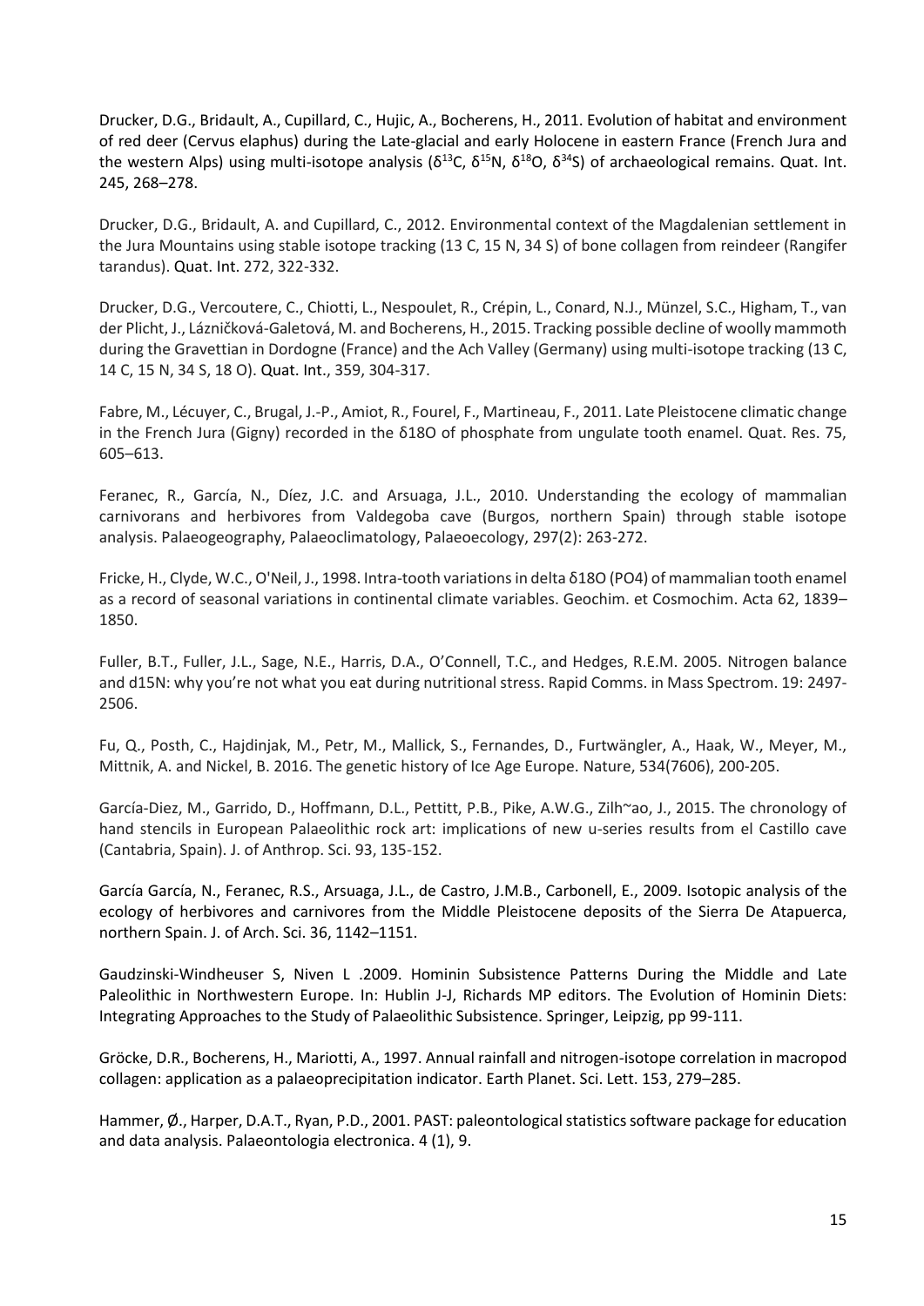Drucker, D.G., Bridault, A., Cupillard, C., Hujic, A., Bocherens, H., 2011. Evolution of habitat and environment of red deer (Cervus elaphus) during the Late-glacial and early Holocene in eastern France (French Jura and the western Alps) using multi-isotope analysis ($\delta^{13}C$, $\delta^{15}N$, $\delta^{18}O$, $\delta^{34}S$) of archaeological remains. Quat. Int. 245, 268–278.

Drucker, D.G., Bridault, A. and Cupillard, C., 2012. Environmental context of the Magdalenian settlement in the Jura Mountains using stable isotope tracking (13 C, 15 N, 34 S) of bone collagen from reindeer (Rangifer tarandus). Quat. Int. 272, 322-332.

Drucker, D.G., Vercoutere, C., Chiotti, L., Nespoulet, R., Crépin, L., Conard, N.J., Münzel, S.C., Higham, T., van der Plicht, J., Lázničková-Galetová, M. and Bocherens, H., 2015. Tracking possible decline of woolly mammoth during the Gravettian in Dordogne (France) and the Ach Valley (Germany) using multi-isotope tracking (13 C, 14 C, 15 N, 34 S, 18 O). Quat. Int., 359, 304-317.

Fabre, M., Lécuyer, C., Brugal, J.-P., Amiot, R., Fourel, F., Martineau, F., 2011. Late Pleistocene climatic change in the French Jura (Gigny) recorded in the δ18O of phosphate from ungulate tooth enamel. Quat. Res. 75, 605–613.

Feranec, R., García, N., Díez, J.C. and Arsuaga, J.L., 2010. Understanding the ecology of mammalian carnivorans and herbivores from Valdegoba cave (Burgos, northern Spain) through stable isotope analysis. Palaeogeography, Palaeoclimatology, Palaeoecology, 297(2): 263-272.

Fricke, H., Clyde, W.C., O'Neil, J., 1998. Intra-tooth variations in delta δ18O (PO4) of mammalian tooth enamel as a record of seasonal variations in continental climate variables. Geochim. et Cosmochim. Acta 62, 1839–1850.

Fuller, B.T., Fuller, J.L., Sage, N.E., Harris, D.A., O'Connell, T.C., and Hedges, R.E.M. 2005. Nitrogen balance and d15N: why you're not what you eat during nutritional stress. Rapid Comms. in Mass Spectrom. 19: 2497-2506.

Fu, Q., Posth, C., Hajdinjak, M., Petr, M., Mallick, S., Fernandes, D., Furtwängler, A., Haak, W., Meyer, M., Mittnik, A. and Nickel, B. 2016. The genetic history of Ice Age Europe. Nature, 534(7606), 200-205.

García-Diez, M., Garrido, D., Hoffmann, D.L., Pettitt, P.B., Pike, A.W.G., Zilh~ao, J., 2015. The chronology of hand stencils in European Palaeolithic rock art: implications of new u-series results from el Castillo cave (Cantabria, Spain). J. of Anthrop. Sci. 93, 135-152.

García García, N., Feranec, R.S., Arsuaga, J.L., de Castro, J.M.B., Carbonell, E., 2009. Isotopic analysis of the ecology of herbivores and carnivores from the Middle Pleistocene deposits of the Sierra De Atapuerca, northern Spain. J. of Arch. Sci. 36, 1142–1151.

Gaudzinski-Windheuser S, Niven L .2009. Hominin Subsistence Patterns During the Middle and Late Paleolithic in Northwestern Europe. In: Hublin J-J, Richards MP editors. The Evolution of Hominin Diets: Integrating Approaches to the Study of Palaeolithic Subsistence. Springer, Leipzig, pp 99-111.

Gröcke, D.R., Bocherens, H., Mariotti, A., 1997. Annual rainfall and nitrogen-isotope correlation in macropod collagen: application as a palaeoprecipitation indicator. Earth Planet. Sci. Lett. 153, 279–285.

Hammer, Ø., Harper, D.A.T., Ryan, P.D., 2001. PAST: paleontological statistics software package for education and data analysis. Palaeontologia electronica. 4 (1), 9.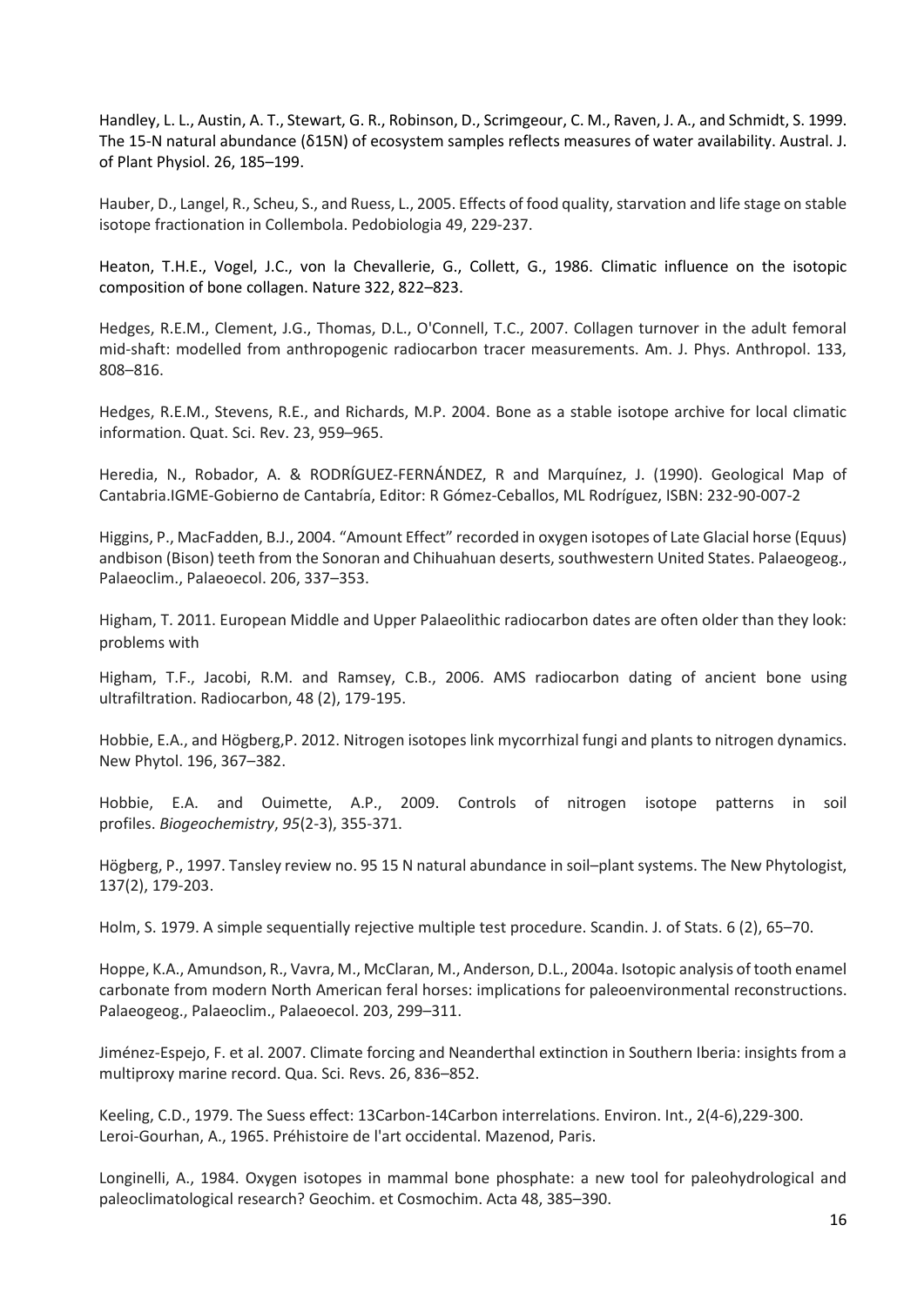Handley, L. L., Austin, A. T., Stewart, G. R., Robinson, D., Scrimgeour, C. M., Raven, J. A., and Schmidt, S. 1999. The 15-N natural abundance (δ15N) of ecosystem samples reflects measures of water availability. Austral. J. of Plant Physiol. 26, 185–199.

Hauber, D., Langel, R., Scheu, S., and Ruess, L., 2005. Effects of food quality, starvation and life stage on stable isotope fractionation in Collembola. Pedobiologia 49, 229-237.

Heaton, T.H.E., Vogel, J.C., von la Chevallerie, G., Collett, G., 1986. Climatic influence on the isotopic composition of bone collagen. Nature 322, 822–823.

Hedges, R.E.M., Clement, J.G., Thomas, D.L., O'Connell, T.C., 2007. Collagen turnover in the adult femoral mid-shaft: modelled from anthropogenic radiocarbon tracer measurements. Am. J. Phys. Anthropol. 133, 808–816.

Hedges, R.E.M., Stevens, R.E., and Richards, M.P. 2004. Bone as a stable isotope archive for local climatic information. Quat. Sci. Rev. 23, 959–965.

Heredia, N., Robador, A. & RODRÍGUEZ-FERNÁNDEZ, R and Marquínez, J. (1990). Geological Map of Cantabria.IGME-Gobierno de Cantabría, Editor: R Gómez-Ceballos, ML Rodríguez, ISBN: 232-90-007-2

Higgins, P., MacFadden, B.J., 2004. "Amount Effect" recorded in oxygen isotopes of Late Glacial horse (Equus) andbison (Bison) teeth from the Sonoran and Chihuahuan deserts, southwestern United States. Palaeogeog., Palaeoclim., Palaeoecol. 206, 337–353.

Higham, T. 2011. European Middle and Upper Palaeolithic radiocarbon dates are often older than they look: problems with

Higham, T.F., Jacobi, R.M. and Ramsey, C.B., 2006. AMS radiocarbon dating of ancient bone using ultrafiltration. Radiocarbon, 48 (2), 179-195.

Hobbie, E.A., and Högberg,P. 2012. Nitrogen isotopes link mycorrhizal fungi and plants to nitrogen dynamics. New Phytol. 196, 367–382.

Hobbie, E.A. and Ouimette, A.P., 2009. Controls of nitrogen isotope patterns in soil profiles. *Biogeochemistry*, *95*(2-3), 355-371.

Högberg, P., 1997. Tansley review no. 95 15 N natural abundance in soil–plant systems. The New Phytologist, 137(2), 179-203.

Holm, S. 1979. A simple sequentially rejective multiple test procedure. Scandin. J. of Stats. 6 (2), 65–70.

Hoppe, K.A., Amundson, R., Vavra, M., McClaran, M., Anderson, D.L., 2004a. Isotopic analysis of tooth enamel carbonate from modern North American feral horses: implications for paleoenvironmental reconstructions. Palaeogeog., Palaeoclim., Palaeoecol. 203, 299–311.

Jiménez-Espejo, F. et al. 2007. Climate forcing and Neanderthal extinction in Southern Iberia: insights from a multiproxy marine record. Qua. Sci. Revs. 26, 836–852.

Keeling, C.D., 1979. The Suess effect: 13Carbon-14Carbon interrelations. Environ. Int., 2(4-6),229-300.
Leroi-Gourhan, A., 1965. Préhistoire de l'art occidental. Mazenod, Paris.

Longinelli, A., 1984. Oxygen isotopes in mammal bone phosphate: a new tool for paleohydrological and paleoclimatological research? Geochim. et Cosmochim. Acta 48, 385–390.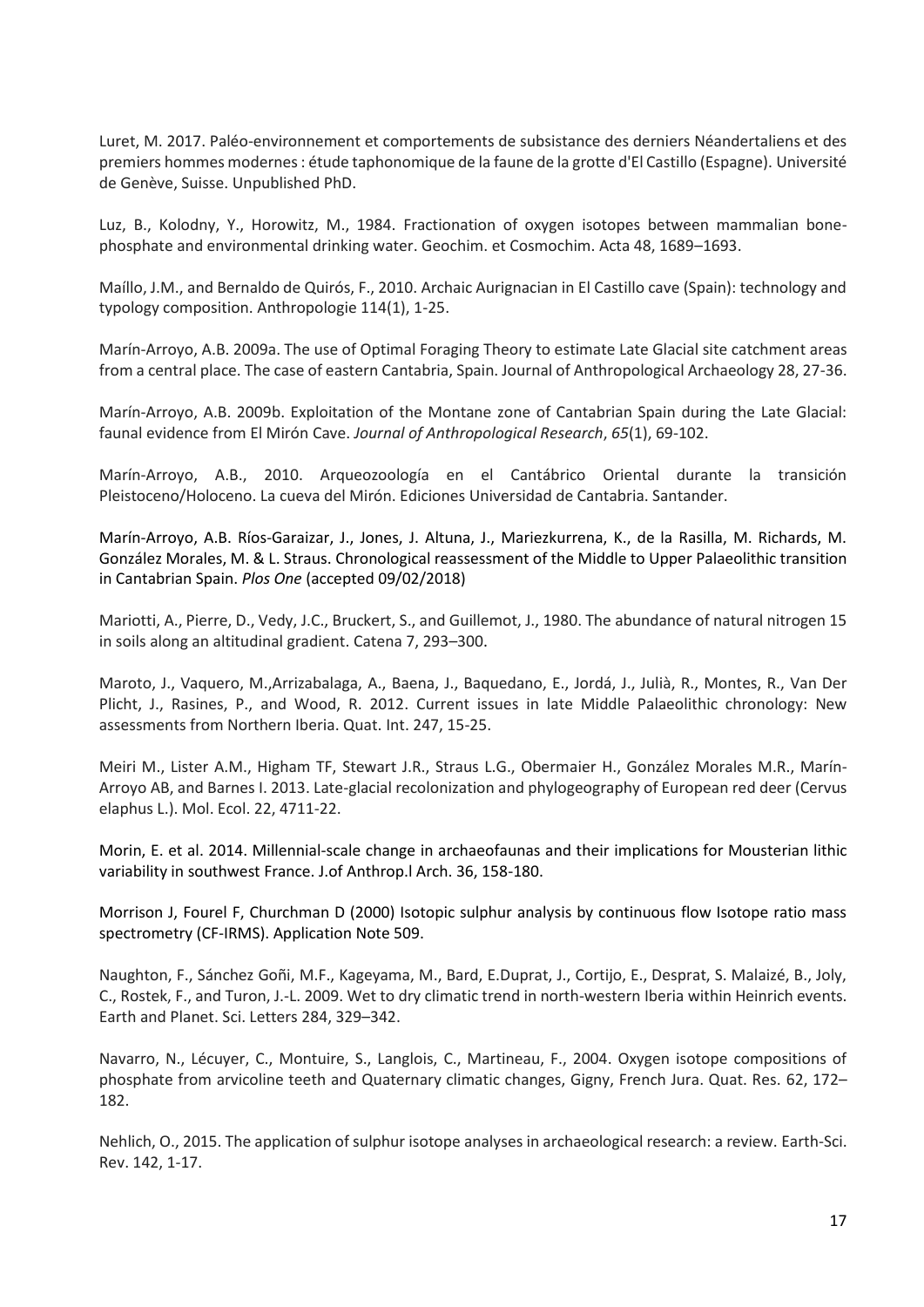Luret, M. 2017. Paléo-environnement et comportements de subsistance des derniers Néandertaliens et des premiers hommes modernes : étude taphonomique de la faune de la grotte d'El Castillo (Espagne). Université de Genève, Suisse. Unpublished PhD.

Luz, B., Kolodny, Y., Horowitz, M., 1984. Fractionation of oxygen isotopes between mammalian bone-phosphate and environmental drinking water. Geochim. et Cosmochim. Acta 48, 1689–1693.

Maíllo, J.M., and Bernaldo de Quirós, F., 2010. Archaic Aurignacian in El Castillo cave (Spain): technology and typology composition. Anthropologie 114(1), 1-25.

Marín-Arroyo, A.B. 2009a. The use of Optimal Foraging Theory to estimate Late Glacial site catchment areas from a central place. The case of eastern Cantabria, Spain. Journal of Anthropological Archaeology 28, 27-36.

Marín-Arroyo, A.B. 2009b. Exploitation of the Montane zone of Cantabrian Spain during the Late Glacial: faunal evidence from El Mirón Cave. *Journal of Anthropological Research*, *65*(1), 69-102.

Marín-Arroyo, A.B., 2010. Arqueozoología en el Cantábrico Oriental durante la transición Pleistoceno/Holoceno. La cueva del Mirón. Ediciones Universidad de Cantabria. Santander.

Marín-Arroyo, A.B. Ríos-Garaizar, J., Jones, J. Altuna, J., Mariezkurrena, K., de la Rasilla, M. Richards, M. González Morales, M. & L. Straus. Chronological reassessment of the Middle to Upper Palaeolithic transition in Cantabrian Spain. *Plos One* (accepted 09/02/2018)

Mariotti, A., Pierre, D., Vedy, J.C., Bruckert, S., and Guillemot, J., 1980. The abundance of natural nitrogen 15 in soils along an altitudinal gradient. Catena 7, 293–300.

Maroto, J., Vaquero, M.,Arrizabalaga, A., Baena, J., Baquedano, E., Jordá, J., Julià, R., Montes, R., Van Der Plicht, J., Rasines, P., and Wood, R. 2012. Current issues in late Middle Palaeolithic chronology: New assessments from Northern Iberia. Quat. Int. 247, 15-25.

Meiri M., Lister A.M., Higham TF, Stewart J.R., Straus L.G., Obermaier H., González Morales M.R., Marín-Arroyo AB, and Barnes I. 2013. Late-glacial recolonization and phylogeography of European red deer (Cervus elaphus L.). Mol. Ecol. 22, 4711-22.

Morin, E. et al. 2014. Millennial-scale change in archaeofaunas and their implications for Mousterian lithic variability in southwest France. J.of Anthrop.l Arch. 36, 158-180.

Morrison J, Fourel F, Churchman D (2000) Isotopic sulphur analysis by continuous flow Isotope ratio mass spectrometry (CF-IRMS). Application Note 509.

Naughton, F., Sánchez Goñi, M.F., Kageyama, M., Bard, E.Duprat, J., Cortijo, E., Desprat, S. Malaizé, B., Joly, C., Rostek, F., and Turon, J.-L. 2009. Wet to dry climatic trend in north-western Iberia within Heinrich events. Earth and Planet. Sci. Letters 284, 329–342.

Navarro, N., Lécuyer, C., Montuire, S., Langlois, C., Martineau, F., 2004. Oxygen isotope compositions of phosphate from arvicoline teeth and Quaternary climatic changes, Gigny, French Jura. Quat. Res. 62, 172–182.

Nehlich, O., 2015. The application of sulphur isotope analyses in archaeological research: a review. Earth-Sci. Rev. 142, 1-17.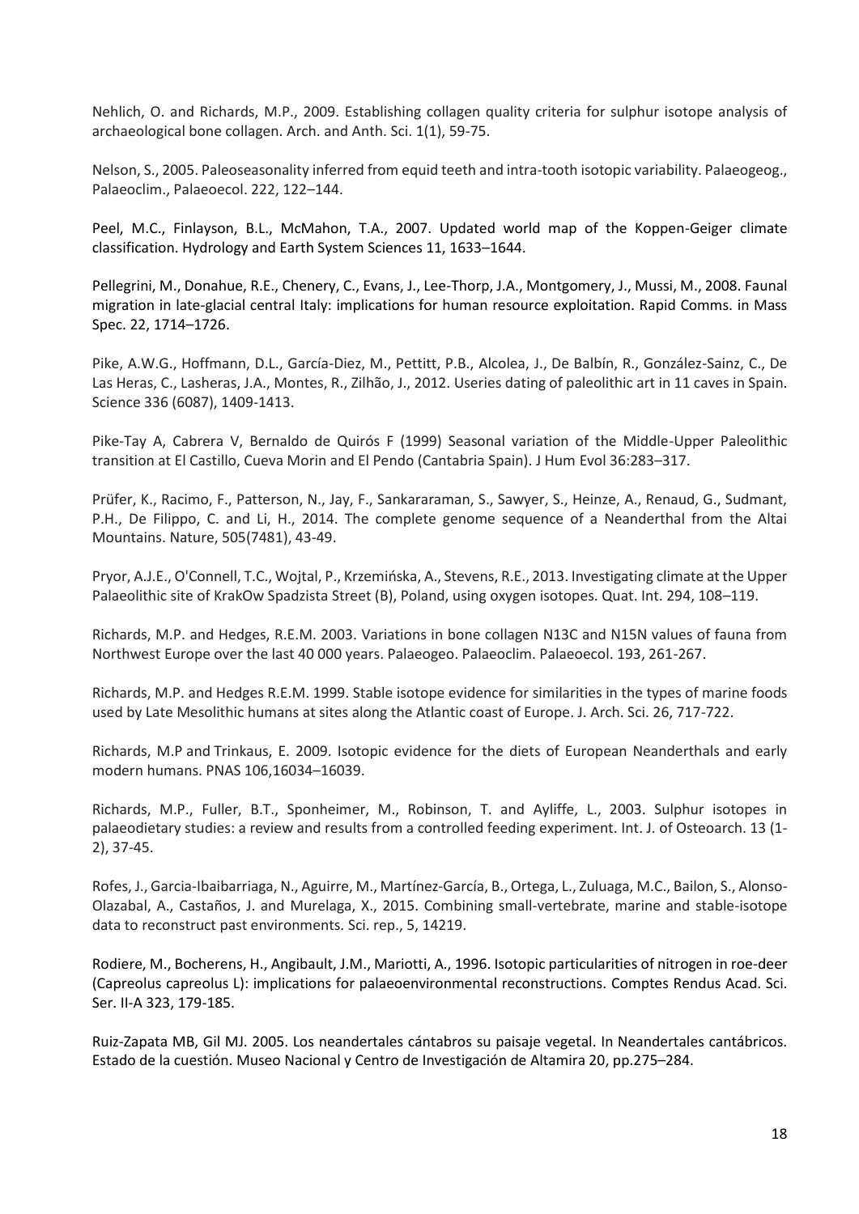Nehlich, O. and Richards, M.P., 2009. Establishing collagen quality criteria for sulphur isotope analysis of archaeological bone collagen. Arch. and Anth. Sci. 1(1), 59-75.

Nelson, S., 2005. Paleoseasonality inferred from equid teeth and intra-tooth isotopic variability. Palaeogeog., Palaeoclim., Palaeoecol. 222, 122–144.

Peel, M.C., Finlayson, B.L., McMahon, T.A., 2007. Updated world map of the Koppen-Geiger climate classification. Hydrology and Earth System Sciences 11, 1633–1644.

Pellegrini, M., Donahue, R.E., Chenery, C., Evans, J., Lee-Thorp, J.A., Montgomery, J., Mussi, M., 2008. Faunal migration in late-glacial central Italy: implications for human resource exploitation. Rapid Comms. in Mass Spec. 22, 1714–1726.

Pike, A.W.G., Hoffmann, D.L., García-Diez, M., Pettitt, P.B., Alcolea, J., De Balbín, R., González-Sainz, C., De Las Heras, C., Lasheras, J.A., Montes, R., Zilhão, J., 2012. Useries dating of paleolithic art in 11 caves in Spain. Science 336 (6087), 1409-1413.

Pike-Tay A, Cabrera V, Bernaldo de Quirós F (1999) Seasonal variation of the Middle-Upper Paleolithic transition at El Castillo, Cueva Morin and El Pendo (Cantabria Spain). J Hum Evol 36:283–317.

Prüfer, K., Racimo, F., Patterson, N., Jay, F., Sankararaman, S., Sawyer, S., Heinze, A., Renaud, G., Sudmant, P.H., De Filippo, C. and Li, H., 2014. The complete genome sequence of a Neanderthal from the Altai Mountains. Nature, 505(7481), 43-49.

Pryor, A.J.E., O'Connell, T.C., Wojtal, P., Krzemińska, A., Stevens, R.E., 2013. Investigating climate at the Upper Palaeolithic site of KrakOw Spadzista Street (B), Poland, using oxygen isotopes. Quat. Int. 294, 108–119.

Richards, M.P. and Hedges, R.E.M. 2003. Variations in bone collagen N13C and N15N values of fauna from Northwest Europe over the last 40 000 years. Palaeogeo. Palaeoclim. Palaeoecol. 193, 261-267.

Richards, M.P. and Hedges R.E.M. 1999. Stable isotope evidence for similarities in the types of marine foods used by Late Mesolithic humans at sites along the Atlantic coast of Europe. J. Arch. Sci. 26, 717-722.

Richards, M.P and Trinkaus, E. 2009. Isotopic evidence for the diets of European Neanderthals and early modern humans. PNAS 106,16034–16039.

Richards, M.P., Fuller, B.T., Sponheimer, M., Robinson, T. and Ayliffe, L., 2003. Sulphur isotopes in palaeodietary studies: a review and results from a controlled feeding experiment. Int. J. of Osteoarch. 13 (1-2), 37-45.

Rofes, J., Garcia-Ibaibarriaga, N., Aguirre, M., Martínez-García, B., Ortega, L., Zuluaga, M.C., Bailon, S., Alonso-Olazabal, A., Castaños, J. and Murelaga, X., 2015. Combining small-vertebrate, marine and stable-isotope data to reconstruct past environments. Sci. rep., 5, 14219.

Rodiere, M., Bocherens, H., Angibault, J.M., Mariotti, A., 1996. Isotopic particularities of nitrogen in roe-deer (Capreolus capreolus L): implications for palaeoenvironmental reconstructions. Comptes Rendus Acad. Sci. Ser. II-A 323, 179-185.

Ruiz-Zapata MB, Gil MJ. 2005. Los neandertales cántabros su paisaje vegetal. In Neandertales cantábricos. Estado de la cuestión. Museo Nacional y Centro de Investigación de Altamira 20, pp.275–284.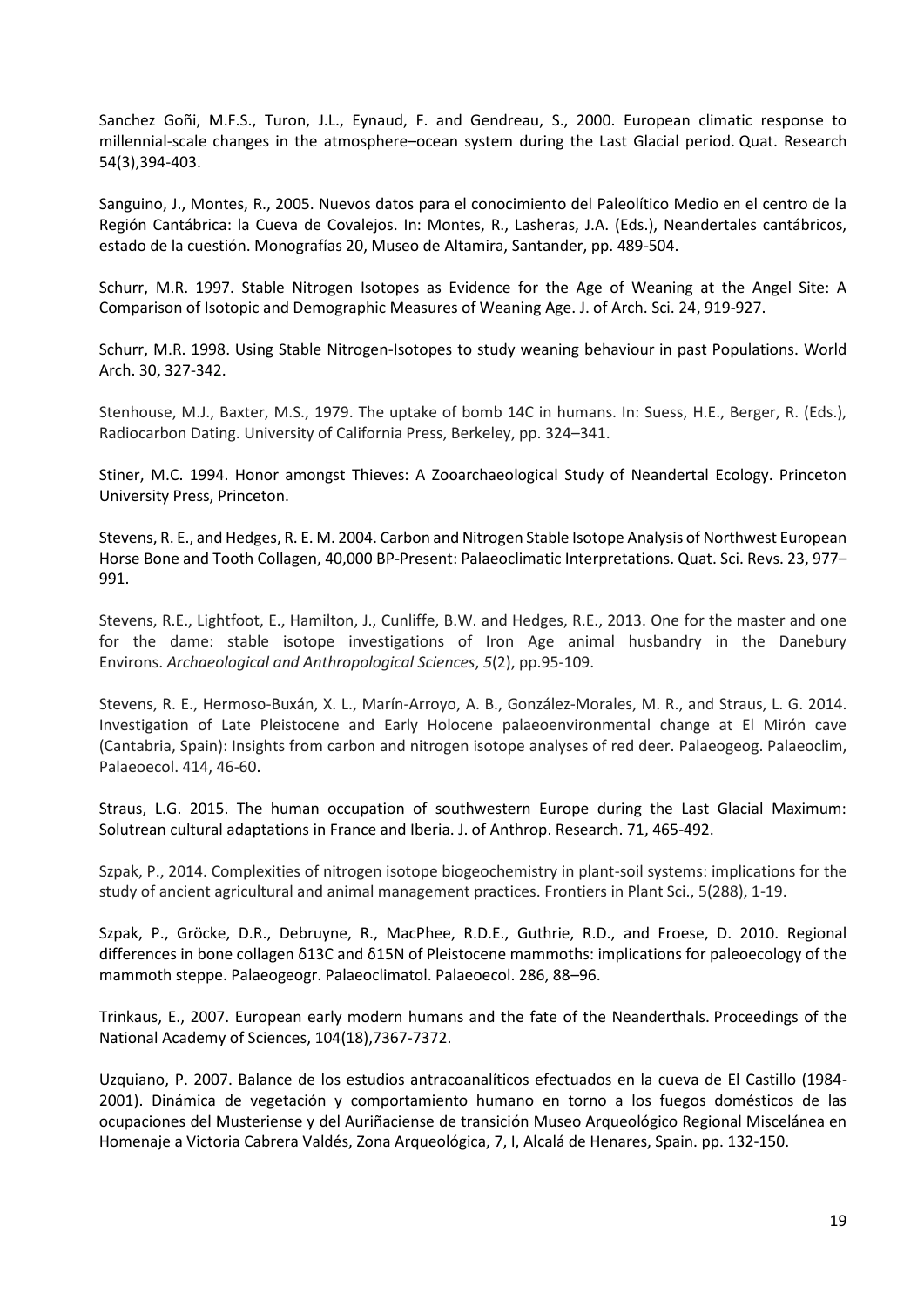Sanchez Goñi, M.F.S., Turon, J.L., Eynaud, F. and Gendreau, S., 2000. European climatic response to millennial-scale changes in the atmosphere–ocean system during the Last Glacial period. Quat. Research 54(3),394-403.

Sanguino, J., Montes, R., 2005. Nuevos datos para el conocimiento del Paleolítico Medio en el centro de la Región Cantábrica: la Cueva de Covalejos. In: Montes, R., Lasheras, J.A. (Eds.), Neandertales cantábricos, estado de la cuestión. Monografías 20, Museo de Altamira, Santander, pp. 489-504.

Schurr, M.R. 1997. Stable Nitrogen Isotopes as Evidence for the Age of Weaning at the Angel Site: A Comparison of Isotopic and Demographic Measures of Weaning Age. J. of Arch. Sci. 24, 919-927.

Schurr, M.R. 1998. Using Stable Nitrogen-Isotopes to study weaning behaviour in past Populations. World Arch. 30, 327-342.

Stenhouse, M.J., Baxter, M.S., 1979. The uptake of bomb 14C in humans. In: Suess, H.E., Berger, R. (Eds.), Radiocarbon Dating. University of California Press, Berkeley, pp. 324–341.

Stiner, M.C. 1994. Honor amongst Thieves: A Zooarchaeological Study of Neandertal Ecology. Princeton University Press, Princeton.

Stevens, R. E., and Hedges, R. E. M. 2004. Carbon and Nitrogen Stable Isotope Analysis of Northwest European Horse Bone and Tooth Collagen, 40,000 BP-Present: Palaeoclimatic Interpretations. Quat. Sci. Revs. 23, 977–991.

Stevens, R.E., Lightfoot, E., Hamilton, J., Cunliffe, B.W. and Hedges, R.E., 2013. One for the master and one for the dame: stable isotope investigations of Iron Age animal husbandry in the Danebury Environs. *Archaeological and Anthropological Sciences*, *5*(2), pp.95-109.

Stevens, R. E., Hermoso-Buxán, X. L., Marín-Arroyo, A. B., González-Morales, M. R., and Straus, L. G. 2014. Investigation of Late Pleistocene and Early Holocene palaeoenvironmental change at El Mirón cave (Cantabria, Spain): Insights from carbon and nitrogen isotope analyses of red deer. Palaeogeog. Palaeoclim, Palaeoecol. 414, 46-60.

Straus, L.G. 2015. The human occupation of southwestern Europe during the Last Glacial Maximum: Solutrean cultural adaptations in France and Iberia. J. of Anthrop. Research. 71, 465-492.

Szpak, P., 2014. Complexities of nitrogen isotope biogeochemistry in plant-soil systems: implications for the study of ancient agricultural and animal management practices. Frontiers in Plant Sci., 5(288), 1-19.

Szpak, P., Gröcke, D.R., Debruyne, R., MacPhee, R.D.E., Guthrie, R.D., and Froese, D. 2010. Regional differences in bone collagen δ13C and δ15N of Pleistocene mammoths: implications for paleoecology of the mammoth steppe. Palaeogeogr. Palaeoclimatol. Palaeoecol. 286, 88–96.

Trinkaus, E., 2007. European early modern humans and the fate of the Neanderthals. Proceedings of the National Academy of Sciences, 104(18),7367-7372.

Uzquiano, P. 2007. Balance de los estudios antracoanalíticos efectuados en la cueva de El Castillo (1984-2001). Dinámica de vegetación y comportamiento humano en torno a los fuegos domésticos de las ocupaciones del Musteriense y del Auriñaciense de transición Museo Arqueológico Regional Miscelánea en Homenaje a Victoria Cabrera Valdés, Zona Arqueológica, 7, I, Alcalá de Henares, Spain. pp. 132-150.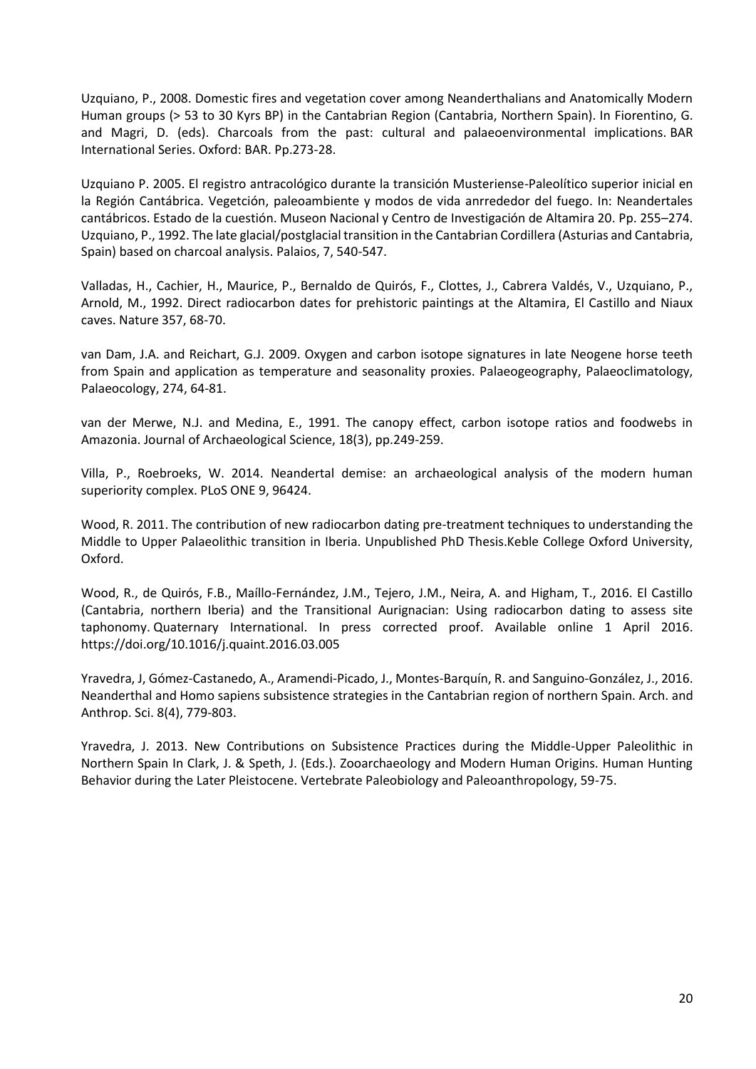Uzquiano, P., 2008. Domestic fires and vegetation cover among Neanderthalians and Anatomically Modern Human groups (> 53 to 30 Kyrs BP) in the Cantabrian Region (Cantabria, Northern Spain). In Fiorentino, G. and Magri, D. (eds). Charcoals from the past: cultural and palaeoenvironmental implications. BAR International Series. Oxford: BAR. Pp.273-28.

Uzquiano P. 2005. El registro antracológico durante la transición Musteriense-Paleolítico superior inicial en la Región Cantábrica. Vegetción, paleoambiente y modos de vida anrrededor del fuego. In: Neandertales cantábricos. Estado de la cuestión. Museon Nacional y Centro de Investigación de Altamira 20. Pp. 255–274. Uzquiano, P., 1992. The late glacial/postglacial transition in the Cantabrian Cordillera (Asturias and Cantabria, Spain) based on charcoal analysis. Palaios, 7, 540-547.

Valladas, H., Cachier, H., Maurice, P., Bernaldo de Quirós, F., Clottes, J., Cabrera Valdés, V., Uzquiano, P., Arnold, M., 1992. Direct radiocarbon dates for prehistoric paintings at the Altamira, El Castillo and Niaux caves. Nature 357, 68-70.

van Dam, J.A. and Reichart, G.J. 2009. Oxygen and carbon isotope signatures in late Neogene horse teeth from Spain and application as temperature and seasonality proxies. Palaeogeography, Palaeoclimatology, Palaeocology, 274, 64-81.

van der Merwe, N.J. and Medina, E., 1991. The canopy effect, carbon isotope ratios and foodwebs in Amazonia. Journal of Archaeological Science, 18(3), pp.249-259.

Villa, P., Roebroeks, W. 2014. Neandertal demise: an archaeological analysis of the modern human superiority complex. PLoS ONE 9, 96424.

Wood, R. 2011. The contribution of new radiocarbon dating pre-treatment techniques to understanding the Middle to Upper Palaeolithic transition in Iberia. Unpublished PhD Thesis.Keble College Oxford University, Oxford.

Wood, R., de Quirós, F.B., Maíllo-Fernández, J.M., Tejero, J.M., Neira, A. and Higham, T., 2016. El Castillo (Cantabria, northern Iberia) and the Transitional Aurignacian: Using radiocarbon dating to assess site taphonomy. Quaternary International. In press corrected proof. Available online 1 April 2016. https://doi.org/10.1016/j.quaint.2016.03.005

Yravedra, J, Gómez-Castanedo, A., Aramendi-Picado, J., Montes-Barquín, R. and Sanguino-González, J., 2016. Neanderthal and Homo sapiens subsistence strategies in the Cantabrian region of northern Spain. Arch. and Anthrop. Sci. 8(4), 779-803.

Yravedra, J. 2013. New Contributions on Subsistence Practices during the Middle-Upper Paleolithic in Northern Spain In Clark, J. & Speth, J. (Eds.). Zooarchaeology and Modern Human Origins. Human Hunting Behavior during the Later Pleistocene. Vertebrate Paleobiology and Paleoanthropology, 59-75.